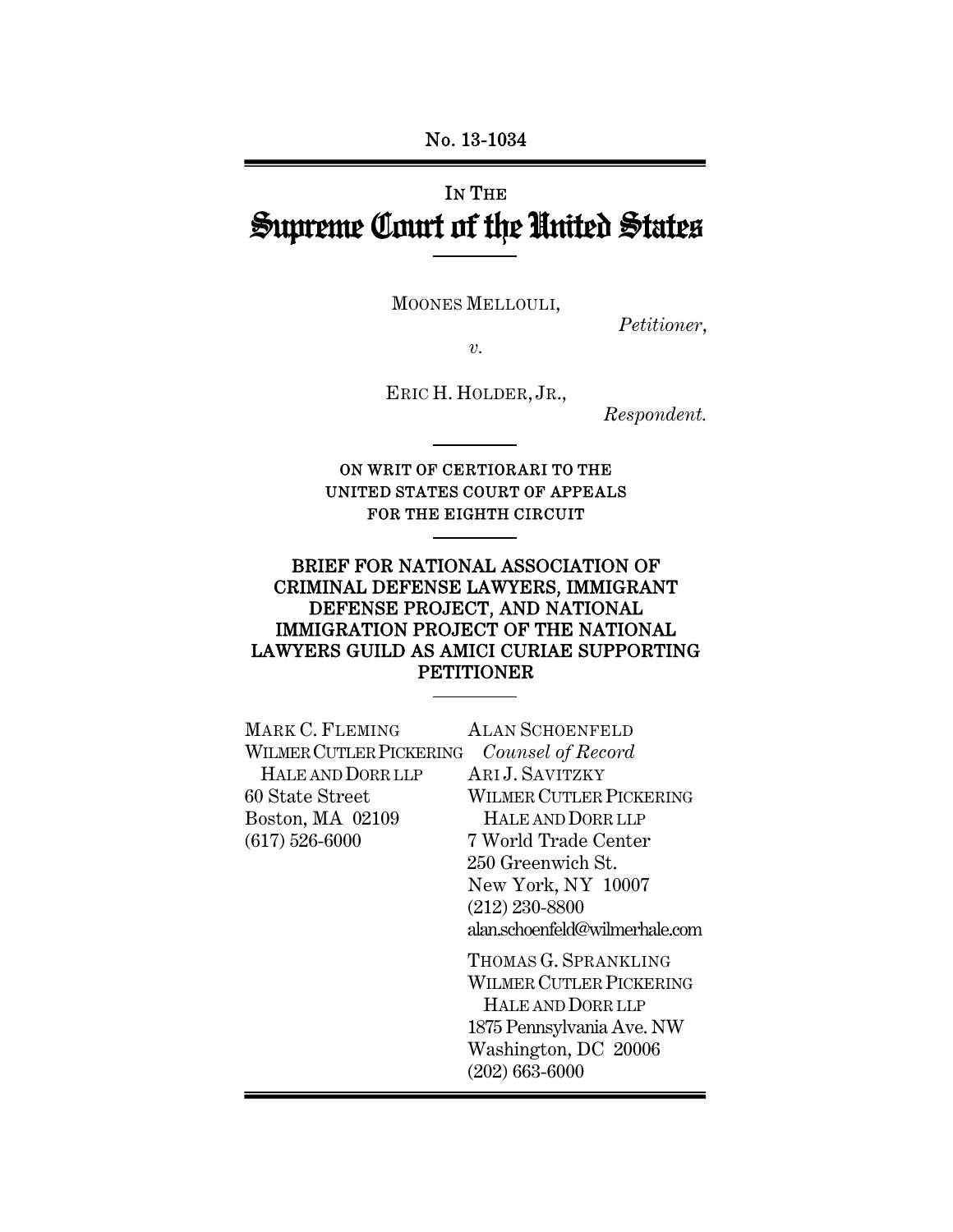No. 13-1034

# IN THE Supreme Court of the United States

MOONES MELLOULI,

*Petitioner*,

*v.*

ERIC H. HOLDER, JR.,

*Respondent.*

ON WRIT OF CERTIORARI TO THE UNITED STATES COURT OF APPEALS FOR THE EIGHTH CIRCUIT

**BRIEF FOR NATIONAL ASSOCIATION OF CRIMINAL DEFENSE LAWYERS, IMMIGRANT DEFENSE PROJECT, AND NATIONAL IMMIGRATION PROJECT OF THE NATIONAL LAWYERS GUILD AS AMICI CURIAE SUPPORTING PETITIONER**

MARK C. FLEMING
WILMER CUTLER PICKERING HALE AND DORR LLP
60 State Street
Boston, MA 02109
(617) 526-6000

ALAN SCHOENFELD
*Counsel of Record*
ARI J. SAVITZKY
WILMER CUTLER PICKERING HALE AND DORR LLP
7 World Trade Center
250 Greenwich St.
New York, NY 10007
(212) 230-8800
alan.schoenfeld@wilmerhale.com

THOMAS G. SPRANKLING
WILMER CUTLER PICKERING HALE AND DORR LLP
1875 Pennsylvania Ave. NW
Washington, DC 20006
(202) 663-6000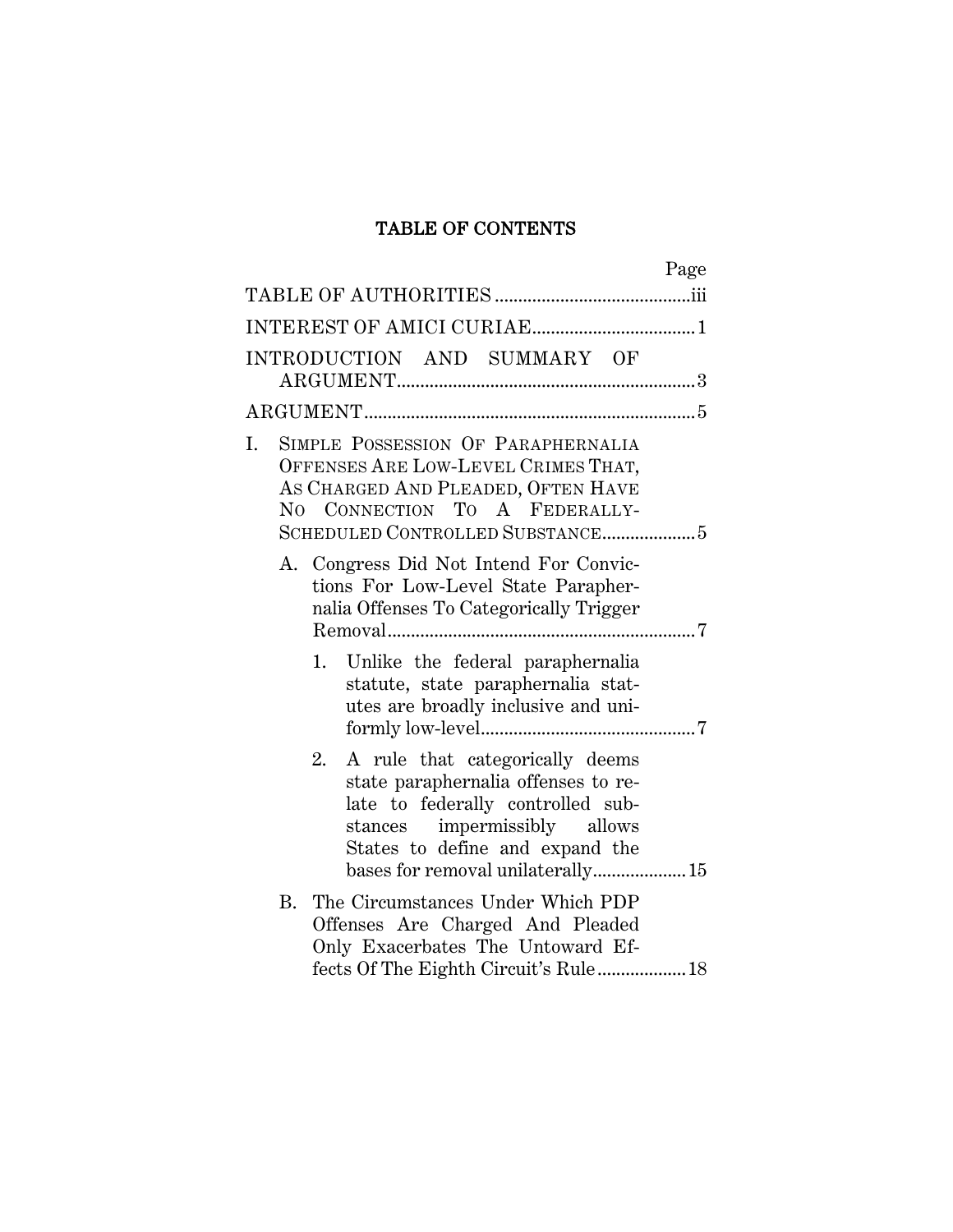# TABLE OF CONTENTS

| | Page |
|---|---|
| TABLE OF AUTHORITIES | iii |
| INTEREST OF AMICI CURIAE | 1 |
| INTRODUCTION AND SUMMARY OF ARGUMENT | 3 |
| ARGUMENT | 5 |
| I. SIMPLE POSSESSION OF PARAPHERNALIA OFFENSES ARE LOW-LEVEL CRIMES THAT, AS CHARGED AND PLEADED, OFTEN HAVE NO CONNECTION TO A FEDERALLY-SCHEDULED CONTROLLED SUBSTANCE | 5 |
| A. Congress Did Not Intend For Convictions For Low-Level State Paraphernalia Offenses To Categorically Trigger Removal | 7 |
| 1. Unlike the federal paraphernalia statute, state paraphernalia statutes are broadly inclusive and uniformly low-level | 7 |
| 2. A rule that categorically deems state paraphernalia offenses to relate to federally controlled substances impermissibly allows States to define and expand the bases for removal unilaterally | 15 |
| B. The Circumstances Under Which PDP Offenses Are Charged And Pleaded Only Exacerbates The Untoward Effects Of The Eighth Circuit's Rule | 18 |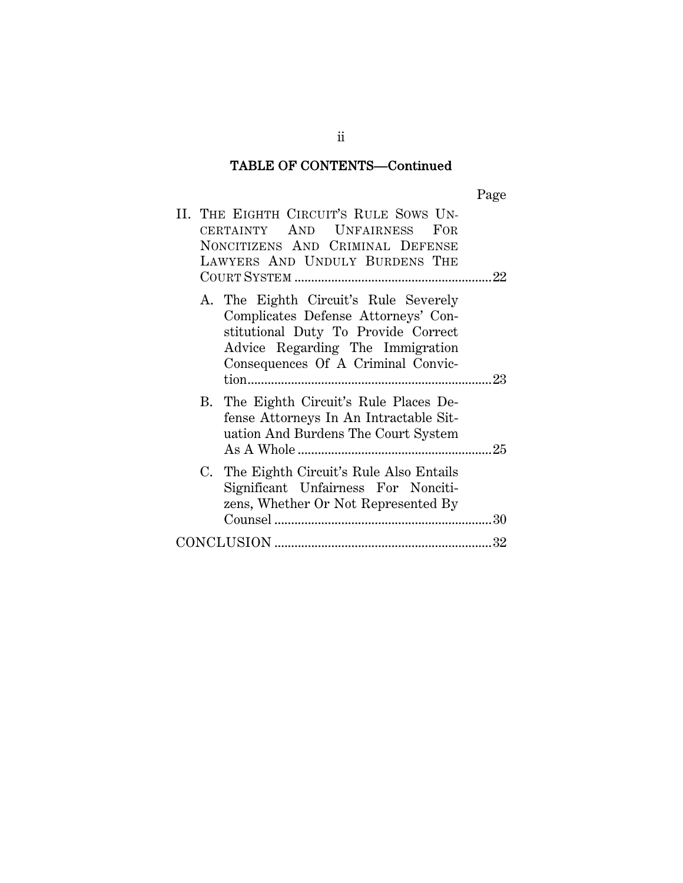## TABLE OF CONTENTS—Continued

| | Page |
|---|---|
| II. THE EIGHTH CIRCUIT'S RULE SOWS UNCERTAINTY AND UNFAIRNESS FOR NONCITIZENS AND CRIMINAL DEFENSE LAWYERS AND UNDULY BURDENS THE COURT SYSTEM | 22 |
| A. The Eighth Circuit's Rule Severely Complicates Defense Attorneys' Constitutional Duty To Provide Correct Advice Regarding The Immigration Consequences Of A Criminal Conviction | 23 |
| B. The Eighth Circuit's Rule Places Defense Attorneys In An Intractable Situation And Burdens The Court System As A Whole | 25 |
| C. The Eighth Circuit's Rule Also Entails Significant Unfairness For Noncitizens, Whether Or Not Represented By Counsel | 30 |
| CONCLUSION | 32 |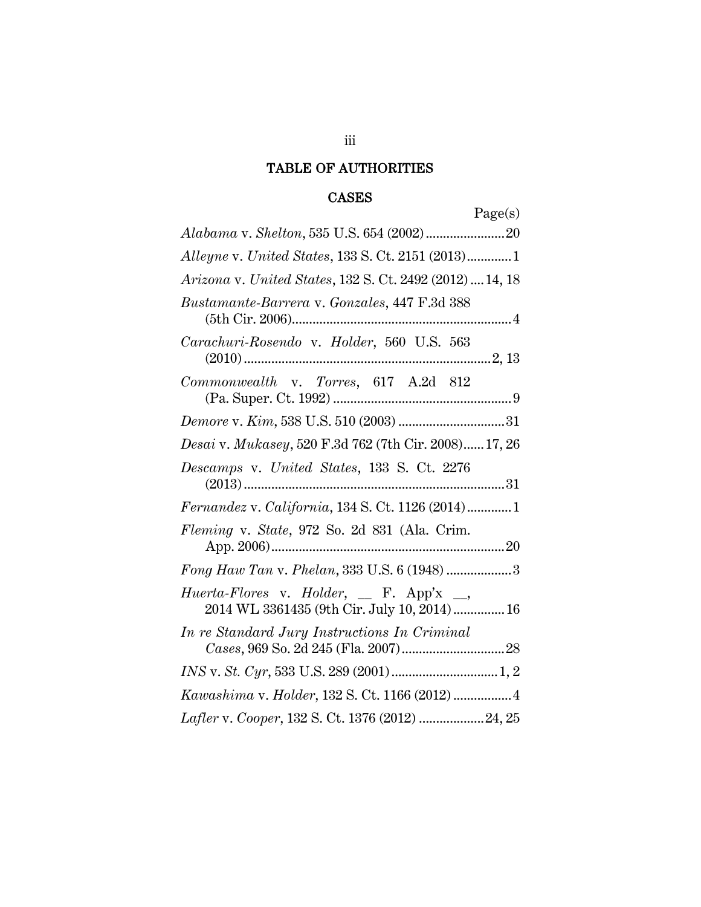## TABLE OF AUTHORITIES

### CASES

Page(s)

*Alabama* v. *Shelton*, 535 U.S. 654 (2002)........................20

*Alleyne* v. *United States*, 133 S. Ct. 2151 (2013).............1

*Arizona* v. *United States*, 132 S. Ct. 2492 (2012)....14, 18

*Bustamante-Barrera* v. *Gonzales*, 447 F.3d 388 (5th Cir. 2006)................................................................4

*Carachuri-Rosendo* v. *Holder*, 560 U.S. 563 (2010)........................................................................2, 13

*Commonwealth* v. *Torres*, 617 A.2d 812 (Pa. Super. Ct. 1992)....................................................9

*Demore* v. *Kim*, 538 U.S. 510 (2003)...............................31

*Desai* v. *Mukasey*, 520 F.3d 762 (7th Cir. 2008)......17, 26

*Descamps* v. *United States*, 133 S. Ct. 2276 (2013)............................................................................31

*Fernandez* v. *California*, 134 S. Ct. 1126 (2014).............1

*Fleming* v. *State*, 972 So. 2d 831 (Ala. Crim. App. 2006)....................................................................20

*Fong Haw Tan* v. *Phelan*, 333 U.S. 6 (1948)...................3

*Huerta-Flores* v. *Holder*, __ F. App'x __, 2014 WL 3361435 (9th Cir. July 10, 2014)...............16

*In re Standard Jury Instructions In Criminal Cases*, 969 So. 2d 245 (Fla. 2007)..............................28

*INS* v. *St. Cyr*, 533 U.S. 289 (2001)...............................1, 2

*Kawashima* v. *Holder*, 132 S. Ct. 1166 (2012).................4

*Lafler* v. *Cooper*, 132 S. Ct. 1376 (2012)...................24, 25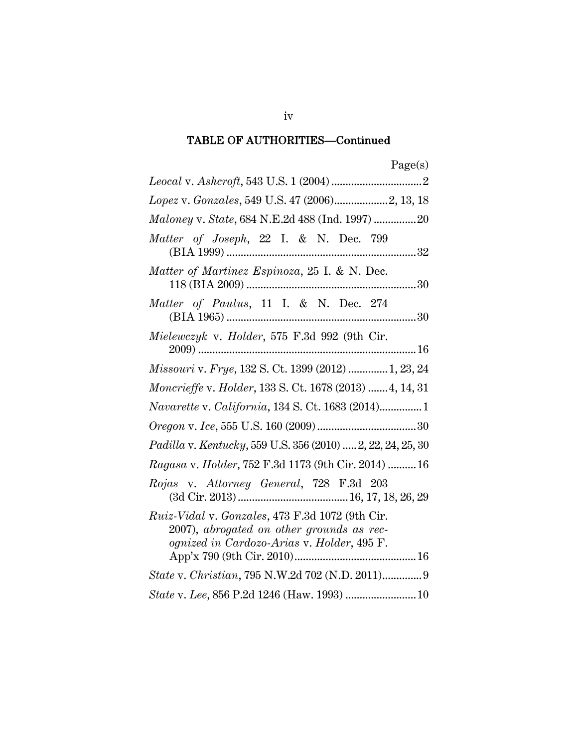## TABLE OF AUTHORITIES—Continued

Page(s)

*Leocal* v. *Ashcroft*, 543 U.S. 1 (2004) ................................ 2

*Lopez* v. *Gonzales*, 549 U.S. 47 (2006)................... 2, 13, 18

*Maloney* v. *State*, 684 N.E.2d 488 (Ind. 1997) ............... 20

*Matter of Joseph*, 22 I. & N. Dec. 799 (BIA 1999) ................................................................... 32

*Matter of Martinez Espinoza*, 25 I. & N. Dec. 118 (BIA 2009) ............................................................ 30

*Matter of Paulus*, 11 I. & N. Dec. 274 (BIA 1965) ................................................................... 30

*Mielewczyk* v. *Holder*, 575 F.3d 992 (9th Cir. 2009) ............................................................................. 16

*Missouri* v. *Frye*, 132 S. Ct. 1399 (2012) .............. 1, 23, 24

*Moncrieffe* v. *Holder*, 133 S. Ct. 1678 (2013) ....... 4, 14, 31

*Navarette* v. *California*, 134 S. Ct. 1683 (2014)............... 1

*Oregon* v. *Ice*, 555 U.S. 160 (2009) ................................... 30

*Padilla* v. *Kentucky*, 559 U.S. 356 (2010) ..... 2, 22, 24, 25, 30

*Ragasa* v. *Holder*, 752 F.3d 1173 (9th Cir. 2014) .......... 16

*Rojas* v. *Attorney General*, 728 F.3d 203 (3d Cir. 2013) ....................................... 16, 17, 18, 26, 29

*Ruiz-Vidal* v. *Gonzales*, 473 F.3d 1072 (9th Cir. 2007), *abrogated on other grounds as recognized in Cardozo-Arias* v. *Holder*, 495 F. App'x 790 (9th Cir. 2010)........................................... 16

*State* v. *Christian*, 795 N.W.2d 702 (N.D. 2011).............. 9

*State* v. *Lee*, 856 P.2d 1246 (Haw. 1993) ......................... 10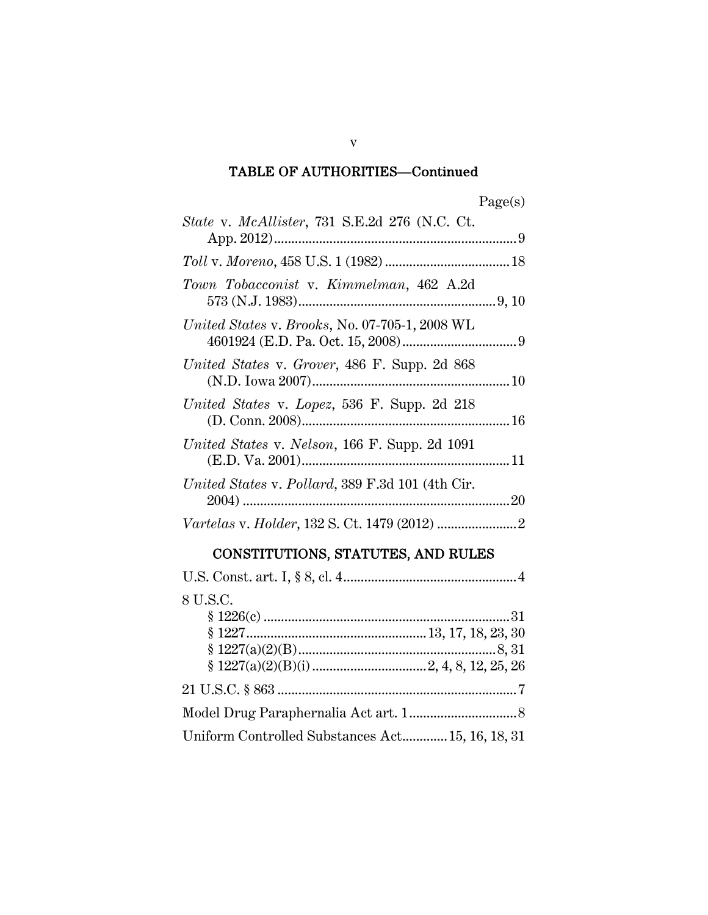## TABLE OF AUTHORITIES—Continued

Page(s)

*State* v. *McAllister*, 731 S.E.2d 276 (N.C. Ct. App. 2012) ........ 9

*Toll* v. *Moreno*, 458 U.S. 1 (1982) ........ 18

*Town Tobacconist* v. *Kimmelman*, 462 A.2d 573 (N.J. 1983) ........ 9, 10

*United States* v. *Brooks*, No. 07-705-1, 2008 WL 4601924 (E.D. Pa. Oct. 15, 2008) ........ 9

*United States* v. *Grover*, 486 F. Supp. 2d 868 (N.D. Iowa 2007) ........ 10

*United States* v. *Lopez*, 536 F. Supp. 2d 218 (D. Conn. 2008) ........ 16

*United States* v. *Nelson*, 166 F. Supp. 2d 1091 (E.D. Va. 2001) ........ 11

*United States* v. *Pollard*, 389 F.3d 101 (4th Cir. 2004) ........ 20

*Vartelas* v. *Holder*, 132 S. Ct. 1479 (2012) ........ 2

## CONSTITUTIONS, STATUTES, AND RULES

U.S. Const. art. I, § 8, cl. 4 ........ 4

8 U.S.C.
- § 1226(c) ........ 31
- § 1227 ........ 13, 17, 18, 23, 30
- § 1227(a)(2)(B) ........ 8, 31
- § 1227(a)(2)(B)(i) ........ 2, 4, 8, 12, 25, 26

21 U.S.C. § 863 ........ 7

Model Drug Paraphernalia Act art. 1 ........ 8

Uniform Controlled Substances Act ........ 15, 16, 18, 31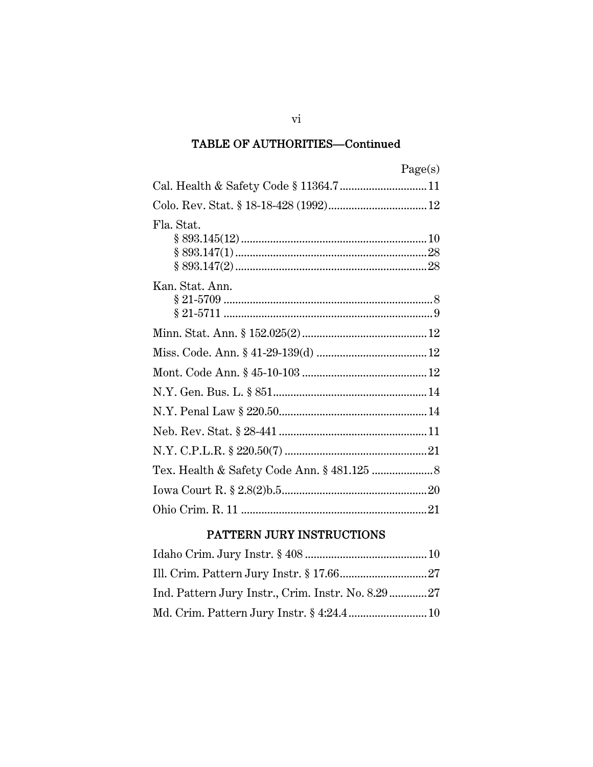## TABLE OF AUTHORITIES—Continued

| | Page(s) |
|---|---|
| Cal. Health & Safety Code § 11364.7 | 11 |
| Colo. Rev. Stat. § 18-18-428 (1992) | 12 |
| Fla. Stat. | |
| § 893.145(12) | 10 |
| § 893.147(1) | 28 |
| § 893.147(2) | 28 |
| Kan. Stat. Ann. | |
| § 21-5709 | 8 |
| § 21-5711 | 9 |
| Minn. Stat. Ann. § 152.025(2) | 12 |
| Miss. Code. Ann. § 41-29-139(d) | 12 |
| Mont. Code Ann. § 45-10-103 | 12 |
| N.Y. Gen. Bus. L. § 851 | 14 |
| N.Y. Penal Law § 220.50 | 14 |
| Neb. Rev. Stat. § 28-441 | 11 |
| N.Y. C.P.L.R. § 220.50(7) | 21 |
| Tex. Health & Safety Code Ann. § 481.125 | 8 |
| Iowa Court R. § 2.8(2)b.5 | 20 |
| Ohio Crim. R. 11 | 21 |

## PATTERN JURY INSTRUCTIONS

| | |
|---|---|
| Idaho Crim. Jury Instr. § 408 | 10 |
| Ill. Crim. Pattern Jury Instr. § 17.66 | 27 |
| Ind. Pattern Jury Instr., Crim. Instr. No. 8.29 | 27 |
| Md. Crim. Pattern Jury Instr. § 4:24.4 | 10 |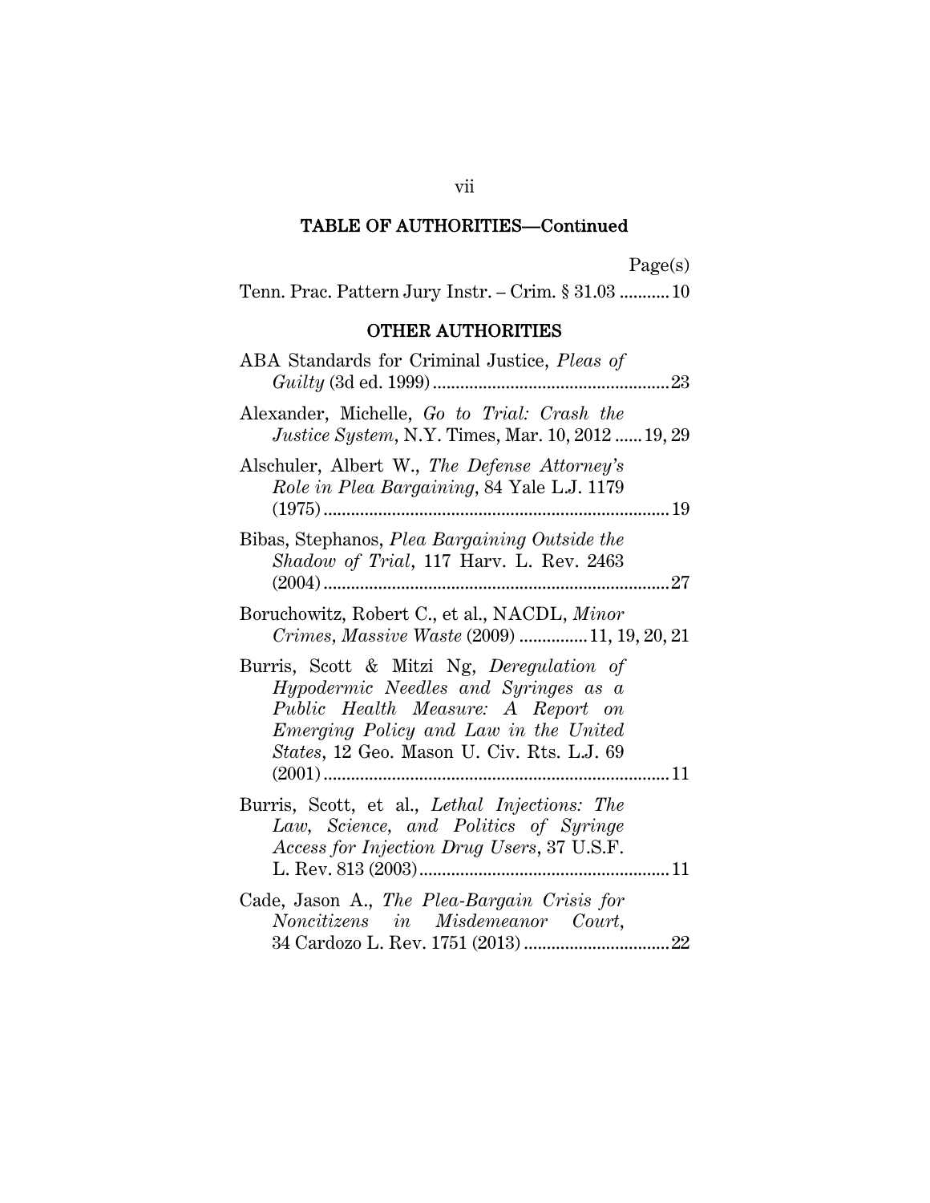## TABLE OF AUTHORITIES—Continued

Page(s)

Tenn. Prac. Pattern Jury Instr. – Crim. § 31.03 ........... 10

### OTHER AUTHORITIES

ABA Standards for Criminal Justice, *Pleas of Guilty* (3d ed. 1999) .................................................... 23

Alexander, Michelle, *Go to Trial: Crash the Justice System*, N.Y. Times, Mar. 10, 2012 ...... 19, 29

Alschuler, Albert W., *The Defense Attorney's Role in Plea Bargaining*, 84 Yale L.J. 1179 (1975) ........................................................................... 19

Bibas, Stephanos, *Plea Bargaining Outside the Shadow of Trial*, 117 Harv. L. Rev. 2463 (2004) ........................................................................... 27

Boruchowitz, Robert C., et al., NACDL, *Minor Crimes, Massive Waste* (2009) ............... 11, 19, 20, 21

Burris, Scott & Mitzi Ng, *Deregulation of Hypodermic Needles and Syringes as a Public Health Measure: A Report on Emerging Policy and Law in the United States*, 12 Geo. Mason U. Civ. Rts. L.J. 69 (2001) ........................................................................... 11

Burris, Scott, et al., *Lethal Injections: The Law, Science, and Politics of Syringe Access for Injection Drug Users*, 37 U.S.F. L. Rev. 813 (2003) ....................................................... 11

Cade, Jason A., *The Plea-Bargain Crisis for Noncitizens in Misdemeanor Court*, 34 Cardozo L. Rev. 1751 (2013) ................................ 22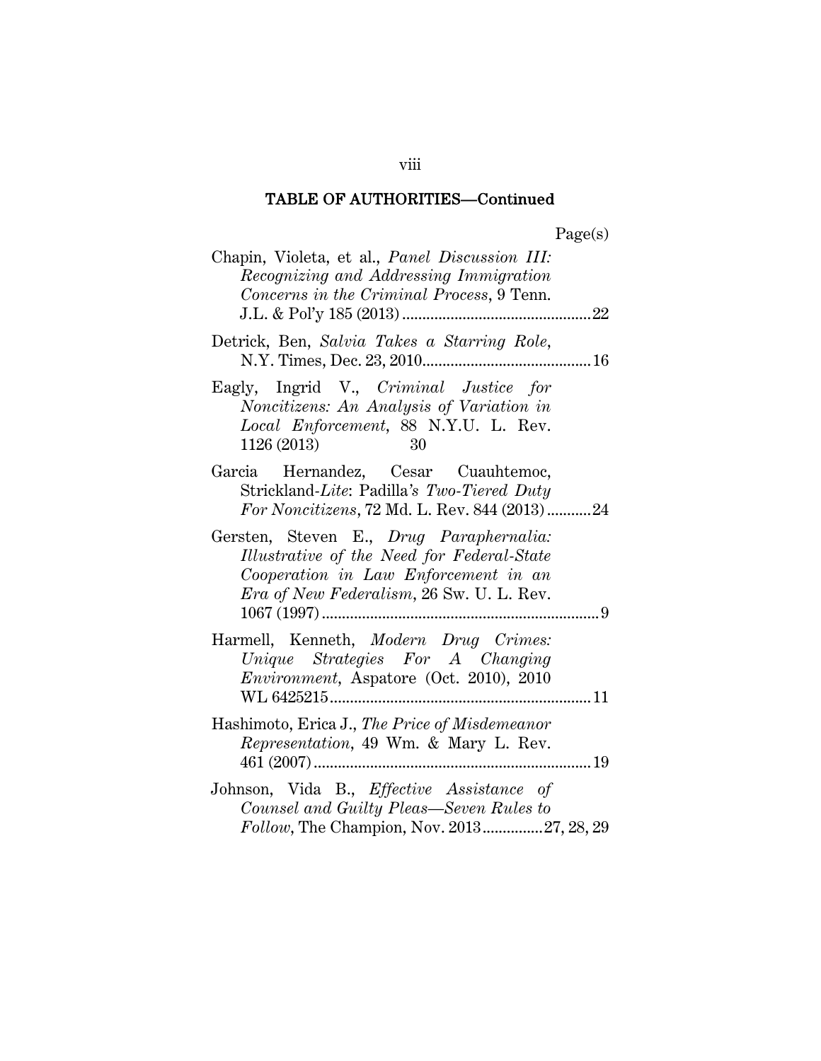## TABLE OF AUTHORITIES—Continued

Page(s)

Chapin, Violeta, et al., *Panel Discussion III: Recognizing and Addressing Immigration Concerns in the Criminal Process*, 9 Tenn. J.L. & Pol'y 185 (2013) .............................................. 22

Detrick, Ben, *Salvia Takes a Starring Role*, N.Y. Times, Dec. 23, 2010.......................................... 16

Eagly, Ingrid V., *Criminal Justice for Noncitizens: An Analysis of Variation in Local Enforcement*, 88 N.Y.U. L. Rev. 1126 (2013) 30

Garcia Hernandez, Cesar Cuauhtemoc, Strickland-*Lite*: Padilla*'s Two-Tiered Duty For Noncitizens*, 72 Md. L. Rev. 844 (2013) ........... 24

Gersten, Steven E., *Drug Paraphernalia: Illustrative of the Need for Federal-State Cooperation in Law Enforcement in an Era of New Federalism*, 26 Sw. U. L. Rev. 1067 (1997) .................................................................... 9

Harmell, Kenneth, *Modern Drug Crimes: Unique Strategies For A Changing Environment*, Aspatore (Oct. 2010), 2010 WL 6425215................................................................ 11

Hashimoto, Erica J., *The Price of Misdemeanor Representation*, 49 Wm. & Mary L. Rev. 461 (2007) .................................................................... 19

Johnson, Vida B., *Effective Assistance of Counsel and Guilty Pleas—Seven Rules to Follow*, The Champion, Nov. 2013...............27, 28, 29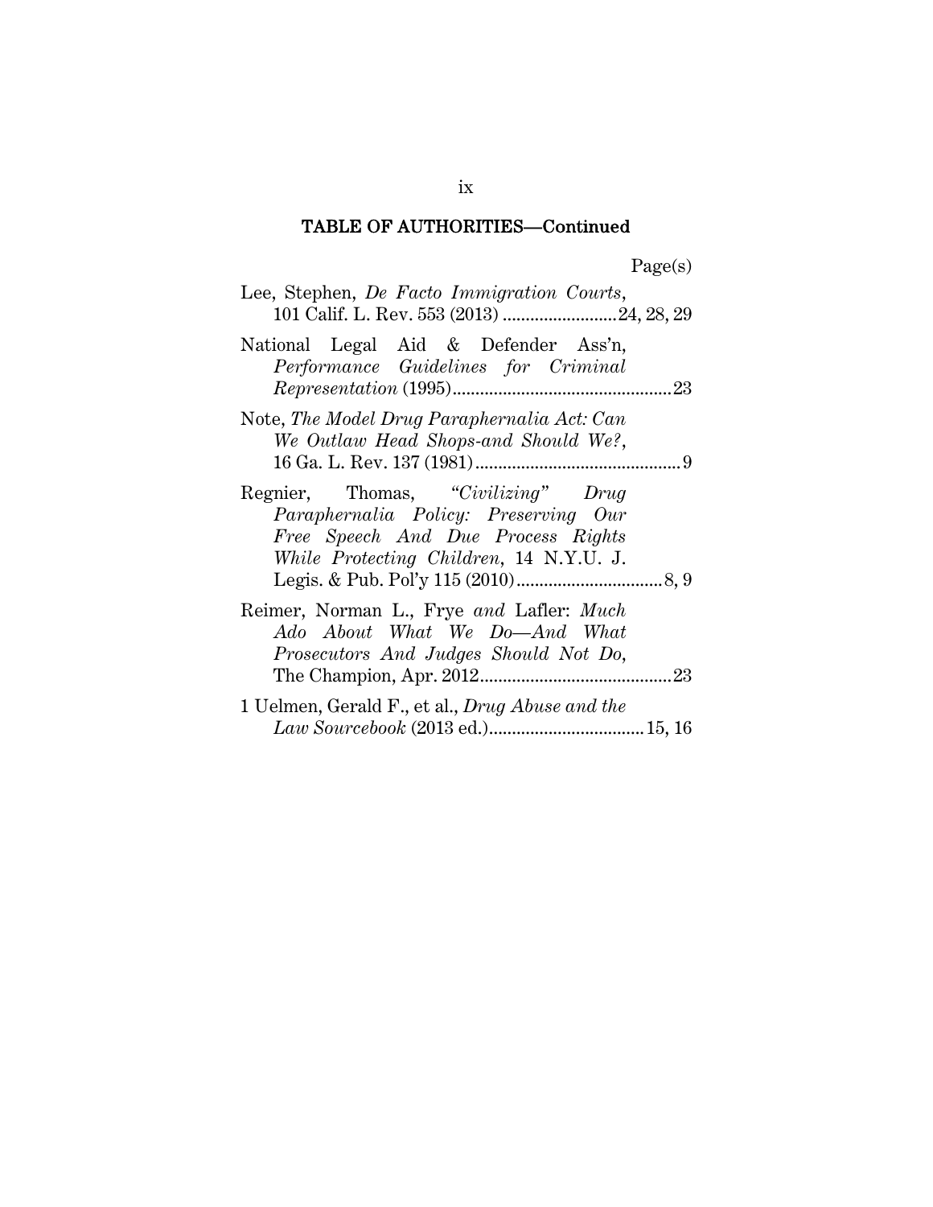## TABLE OF AUTHORITIES—Continued

Page(s)

Lee, Stephen, *De Facto Immigration Courts*, 101 Calif. L. Rev. 553 (2013) .........................24, 28, 29

National Legal Aid & Defender Ass'n, *Performance Guidelines for Criminal Representation* (1995)................................................23

Note, *The Model Drug Paraphernalia Act: Can We Outlaw Head Shops-and Should We?*, 16 Ga. L. Rev. 137 (1981).............................................9

Regnier, Thomas, *"Civilizing" Drug Paraphernalia Policy: Preserving Our Free Speech And Due Process Rights While Protecting Children*, 14 N.Y.U. J. Legis. & Pub. Pol'y 115 (2010)................................8, 9

Reimer, Norman L., Frye *and* Lafler: *Much Ado About What We Do—And What Prosecutors And Judges Should Not Do*, The Champion, Apr. 2012..........................................23

1 Uelmen, Gerald F., et al., *Drug Abuse and the Law Sourcebook* (2013 ed.)..................................15, 16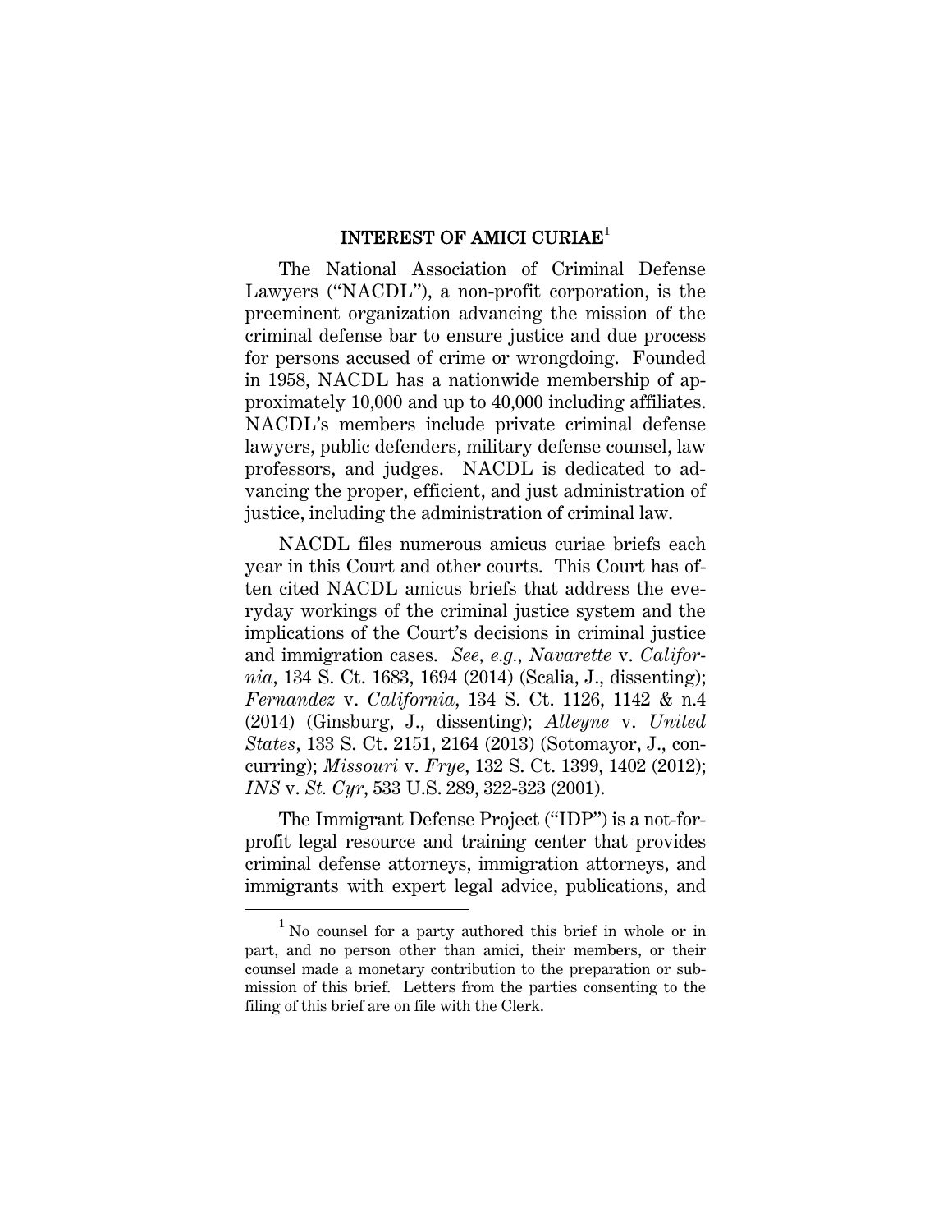## INTEREST OF AMICI CURIAE[1]

The National Association of Criminal Defense Lawyers ("NACDL"), a non-profit corporation, is the preeminent organization advancing the mission of the criminal defense bar to ensure justice and due process for persons accused of crime or wrongdoing. Founded in 1958, NACDL has a nationwide membership of approximately 10,000 and up to 40,000 including affiliates. NACDL's members include private criminal defense lawyers, public defenders, military defense counsel, law professors, and judges. NACDL is dedicated to advancing the proper, efficient, and just administration of justice, including the administration of criminal law.

NACDL files numerous amicus curiae briefs each year in this Court and other courts. This Court has often cited NACDL amicus briefs that address the everyday workings of the criminal justice system and the implications of the Court's decisions in criminal justice and immigration cases. *See, e.g.*, *Navarette* v. *California*, 134 S. Ct. 1683, 1694 (2014) (Scalia, J., dissenting); *Fernandez* v. *California*, 134 S. Ct. 1126, 1142 & n.4 (2014) (Ginsburg, J., dissenting); *Alleyne* v. *United States*, 133 S. Ct. 2151, 2164 (2013) (Sotomayor, J., concurring); *Missouri* v. *Frye*, 132 S. Ct. 1399, 1402 (2012); *INS* v. *St. Cyr*, 533 U.S. 289, 322-323 (2001).

The Immigrant Defense Project ("IDP") is a not-for-profit legal resource and training center that provides criminal defense attorneys, immigration attorneys, and immigrants with expert legal advice, publications, and

---

[1] No counsel for a party authored this brief in whole or in part, and no person other than amici, their members, or their counsel made a monetary contribution to the preparation or submission of this brief. Letters from the parties consenting to the filing of this brief are on file with the Clerk.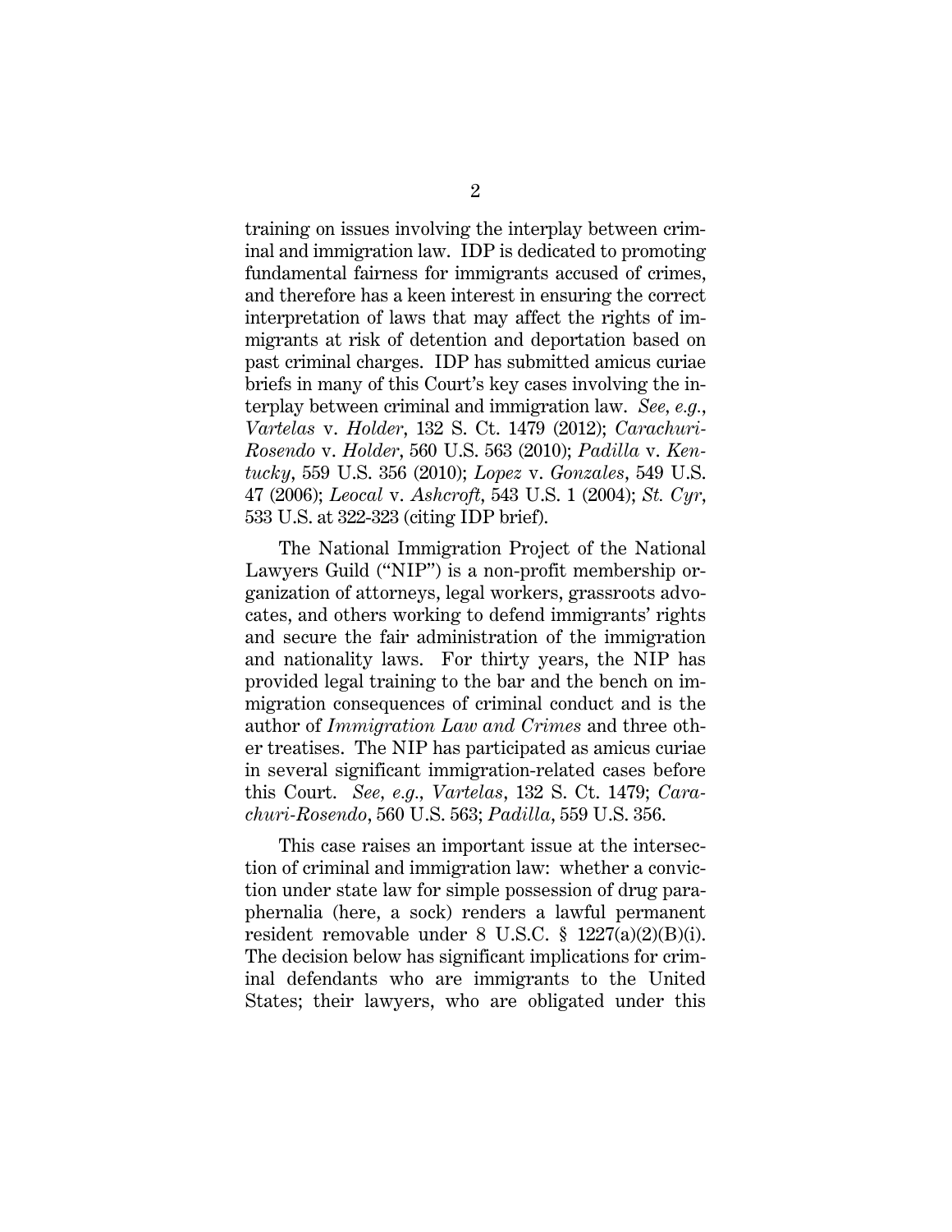training on issues involving the interplay between criminal and immigration law. IDP is dedicated to promoting fundamental fairness for immigrants accused of crimes, and therefore has a keen interest in ensuring the correct interpretation of laws that may affect the rights of immigrants at risk of detention and deportation based on past criminal charges. IDP has submitted amicus curiae briefs in many of this Court's key cases involving the interplay between criminal and immigration law. *See, e.g.*, *Vartelas* v. *Holder*, 132 S. Ct. 1479 (2012); *Carachuri-Rosendo* v. *Holder*, 560 U.S. 563 (2010); *Padilla* v. *Kentucky*, 559 U.S. 356 (2010); *Lopez* v. *Gonzales*, 549 U.S. 47 (2006); *Leocal* v. *Ashcroft*, 543 U.S. 1 (2004); *St. Cyr*, 533 U.S. at 322-323 (citing IDP brief).

The National Immigration Project of the National Lawyers Guild ("NIP") is a non-profit membership organization of attorneys, legal workers, grassroots advocates, and others working to defend immigrants' rights and secure the fair administration of the immigration and nationality laws. For thirty years, the NIP has provided legal training to the bar and the bench on immigration consequences of criminal conduct and is the author of *Immigration Law and Crimes* and three other treatises. The NIP has participated as amicus curiae in several significant immigration-related cases before this Court. *See, e.g.*, *Vartelas*, 132 S. Ct. 1479; *Carachuri-Rosendo*, 560 U.S. 563; *Padilla*, 559 U.S. 356.

This case raises an important issue at the intersection of criminal and immigration law: whether a conviction under state law for simple possession of drug paraphernalia (here, a sock) renders a lawful permanent resident removable under 8 U.S.C. § 1227(a)(2)(B)(i). The decision below has significant implications for criminal defendants who are immigrants to the United States; their lawyers, who are obligated under this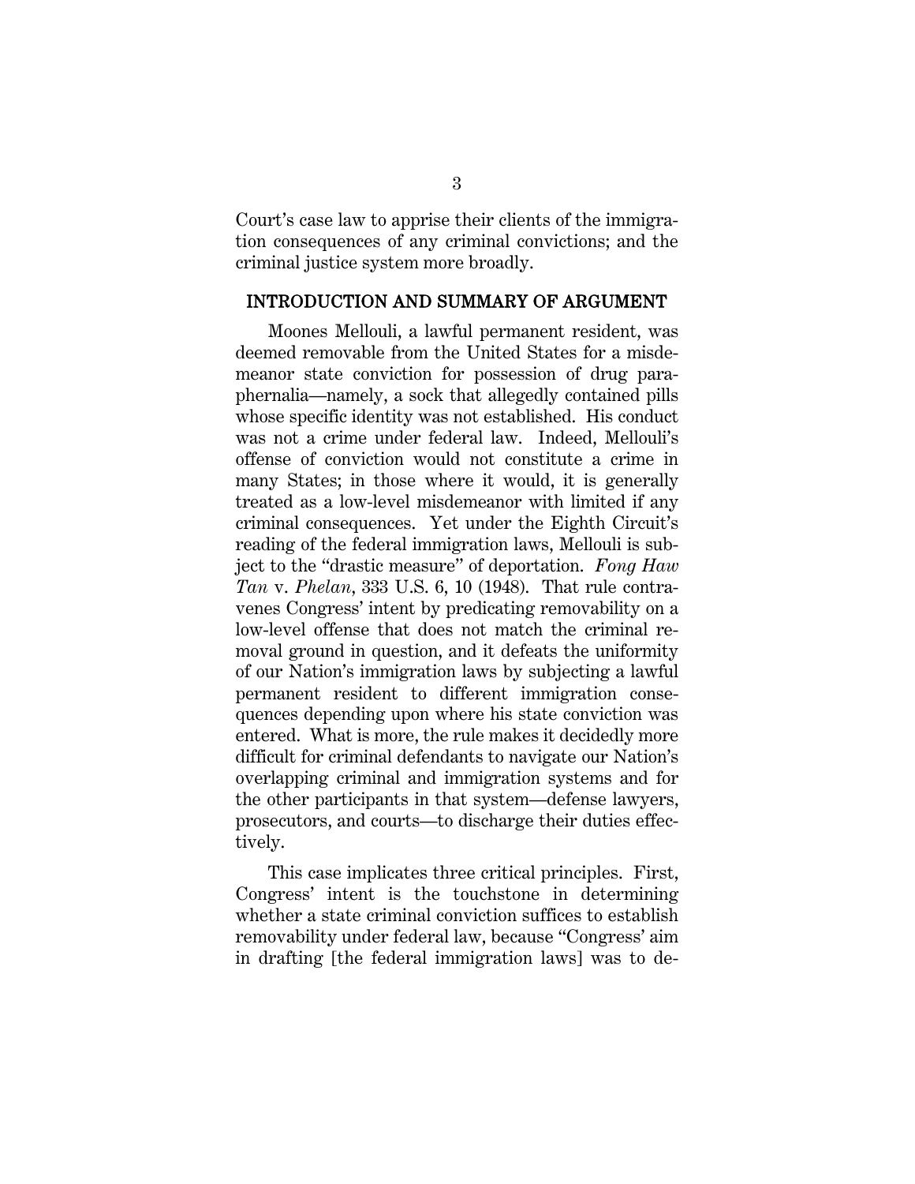Court's case law to apprise their clients of the immigration consequences of any criminal convictions; and the criminal justice system more broadly.

## INTRODUCTION AND SUMMARY OF ARGUMENT

Moones Mellouli, a lawful permanent resident, was deemed removable from the United States for a misdemeanor state conviction for possession of drug paraphernalia—namely, a sock that allegedly contained pills whose specific identity was not established. His conduct was not a crime under federal law. Indeed, Mellouli's offense of conviction would not constitute a crime in many States; in those where it would, it is generally treated as a low-level misdemeanor with limited if any criminal consequences. Yet under the Eighth Circuit's reading of the federal immigration laws, Mellouli is subject to the "drastic measure" of deportation. *Fong Haw Tan* v. *Phelan*, 333 U.S. 6, 10 (1948). That rule contravenes Congress' intent by predicating removability on a low-level offense that does not match the criminal removal ground in question, and it defeats the uniformity of our Nation's immigration laws by subjecting a lawful permanent resident to different immigration consequences depending upon where his state conviction was entered. What is more, the rule makes it decidedly more difficult for criminal defendants to navigate our Nation's overlapping criminal and immigration systems and for the other participants in that system—defense lawyers, prosecutors, and courts—to discharge their duties effectively.

This case implicates three critical principles. First, Congress' intent is the touchstone in determining whether a state criminal conviction suffices to establish removability under federal law, because "Congress' aim in drafting [the federal immigration laws] was to de-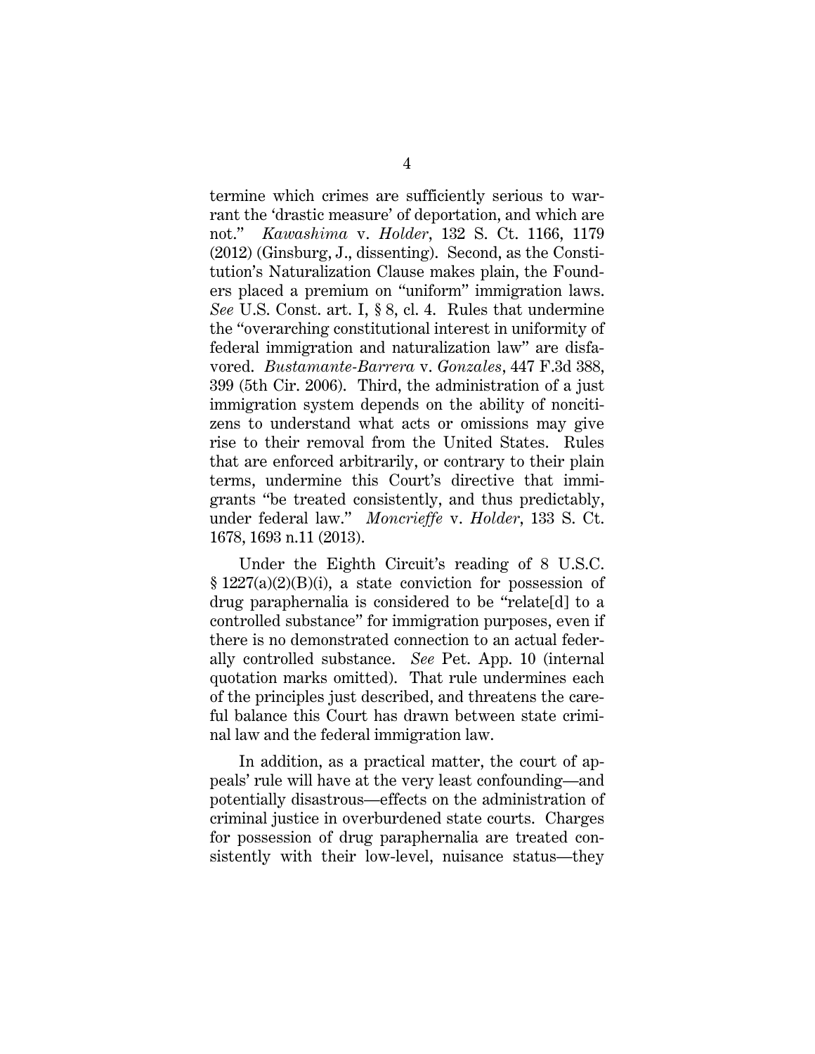termine which crimes are sufficiently serious to warrant the 'drastic measure' of deportation, and which are not." *Kawashima* v. *Holder*, 132 S. Ct. 1166, 1179 (2012) (Ginsburg, J., dissenting). Second, as the Constitution's Naturalization Clause makes plain, the Founders placed a premium on "uniform" immigration laws. *See* U.S. Const. art. I, § 8, cl. 4. Rules that undermine the "overarching constitutional interest in uniformity of federal immigration and naturalization law" are disfavored. *Bustamante-Barrera* v. *Gonzales*, 447 F.3d 388, 399 (5th Cir. 2006). Third, the administration of a just immigration system depends on the ability of noncitizens to understand what acts or omissions may give rise to their removal from the United States. Rules that are enforced arbitrarily, or contrary to their plain terms, undermine this Court's directive that immigrants "be treated consistently, and thus predictably, under federal law." *Moncrieffe* v. *Holder*, 133 S. Ct. 1678, 1693 n.11 (2013).

Under the Eighth Circuit's reading of 8 U.S.C. § 1227(a)(2)(B)(i), a state conviction for possession of drug paraphernalia is considered to be "relate[d] to a controlled substance" for immigration purposes, even if there is no demonstrated connection to an actual federally controlled substance. *See* Pet. App. 10 (internal quotation marks omitted). That rule undermines each of the principles just described, and threatens the careful balance this Court has drawn between state criminal law and the federal immigration law.

In addition, as a practical matter, the court of appeals' rule will have at the very least confounding—and potentially disastrous—effects on the administration of criminal justice in overburdened state courts. Charges for possession of drug paraphernalia are treated consistently with their low-level, nuisance status—they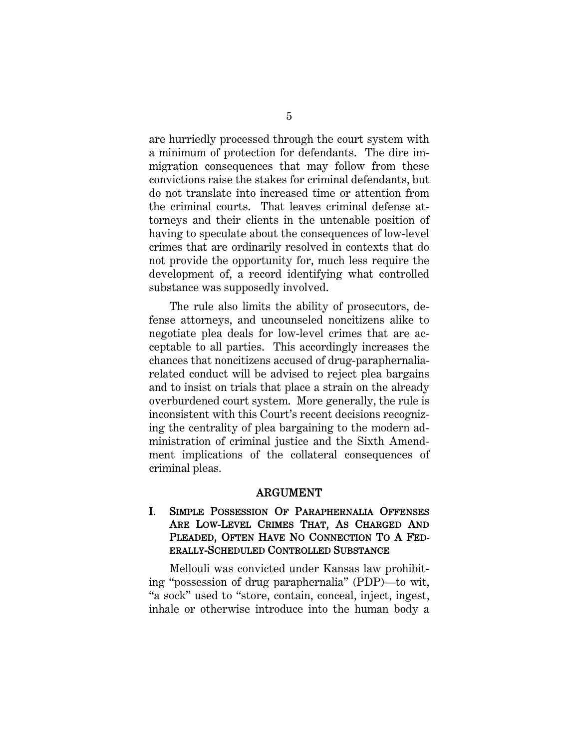are hurriedly processed through the court system with a minimum of protection for defendants. The dire immigration consequences that may follow from these convictions raise the stakes for criminal defendants, but do not translate into increased time or attention from the criminal courts. That leaves criminal defense attorneys and their clients in the untenable position of having to speculate about the consequences of low-level crimes that are ordinarily resolved in contexts that do not provide the opportunity for, much less require the development of, a record identifying what controlled substance was supposedly involved.

The rule also limits the ability of prosecutors, defense attorneys, and uncounseled noncitizens alike to negotiate plea deals for low-level crimes that are acceptable to all parties. This accordingly increases the chances that noncitizens accused of drug-paraphernalia-related conduct will be advised to reject plea bargains and to insist on trials that place a strain on the already overburdened court system. More generally, the rule is inconsistent with this Court's recent decisions recognizing the centrality of plea bargaining to the modern administration of criminal justice and the Sixth Amendment implications of the collateral consequences of criminal pleas.

## ARGUMENT

### I. SIMPLE POSSESSION OF PARAPHERNALIA OFFENSES ARE LOW-LEVEL CRIMES THAT, AS CHARGED AND PLEADED, OFTEN HAVE NO CONNECTION TO A FEDERALLY-SCHEDULED CONTROLLED SUBSTANCE

Mellouli was convicted under Kansas law prohibiting "possession of drug paraphernalia" (PDP)—to wit, "a sock" used to "store, contain, conceal, inject, ingest, inhale or otherwise introduce into the human body a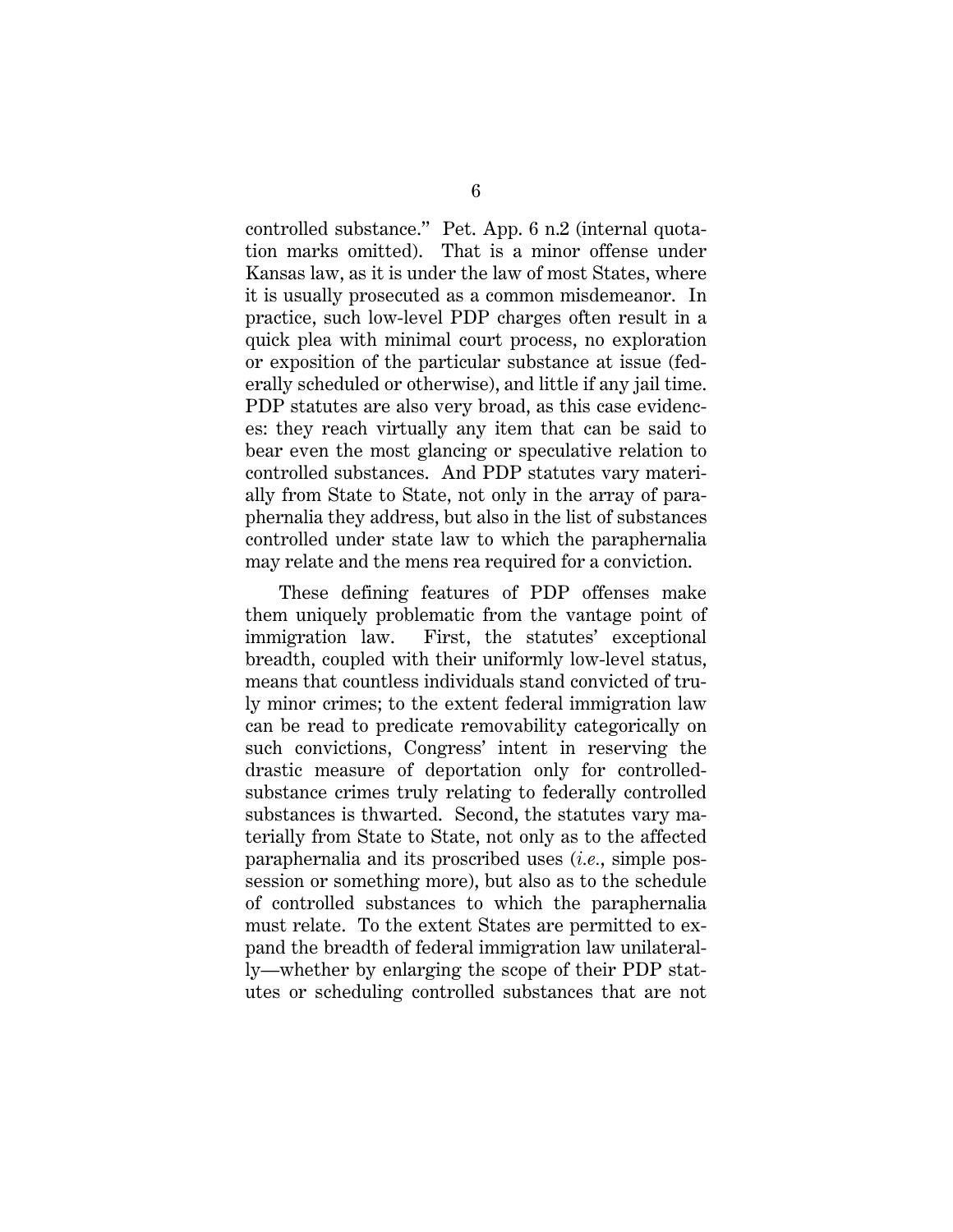controlled substance." Pet. App. 6 n.2 (internal quotation marks omitted). That is a minor offense under Kansas law, as it is under the law of most States, where it is usually prosecuted as a common misdemeanor. In practice, such low-level PDP charges often result in a quick plea with minimal court process, no exploration or exposition of the particular substance at issue (federally scheduled or otherwise), and little if any jail time. PDP statutes are also very broad, as this case evidences: they reach virtually any item that can be said to bear even the most glancing or speculative relation to controlled substances. And PDP statutes vary materially from State to State, not only in the array of paraphernalia they address, but also in the list of substances controlled under state law to which the paraphernalia may relate and the mens rea required for a conviction.

These defining features of PDP offenses make them uniquely problematic from the vantage point of immigration law. First, the statutes' exceptional breadth, coupled with their uniformly low-level status, means that countless individuals stand convicted of truly minor crimes; to the extent federal immigration law can be read to predicate removability categorically on such convictions, Congress' intent in reserving the drastic measure of deportation only for controlled-substance crimes truly relating to federally controlled substances is thwarted. Second, the statutes vary materially from State to State, not only as to the affected paraphernalia and its proscribed uses (*i.e.*, simple possession or something more), but also as to the schedule of controlled substances to which the paraphernalia must relate. To the extent States are permitted to expand the breadth of federal immigration law unilaterally—whether by enlarging the scope of their PDP statutes or scheduling controlled substances that are not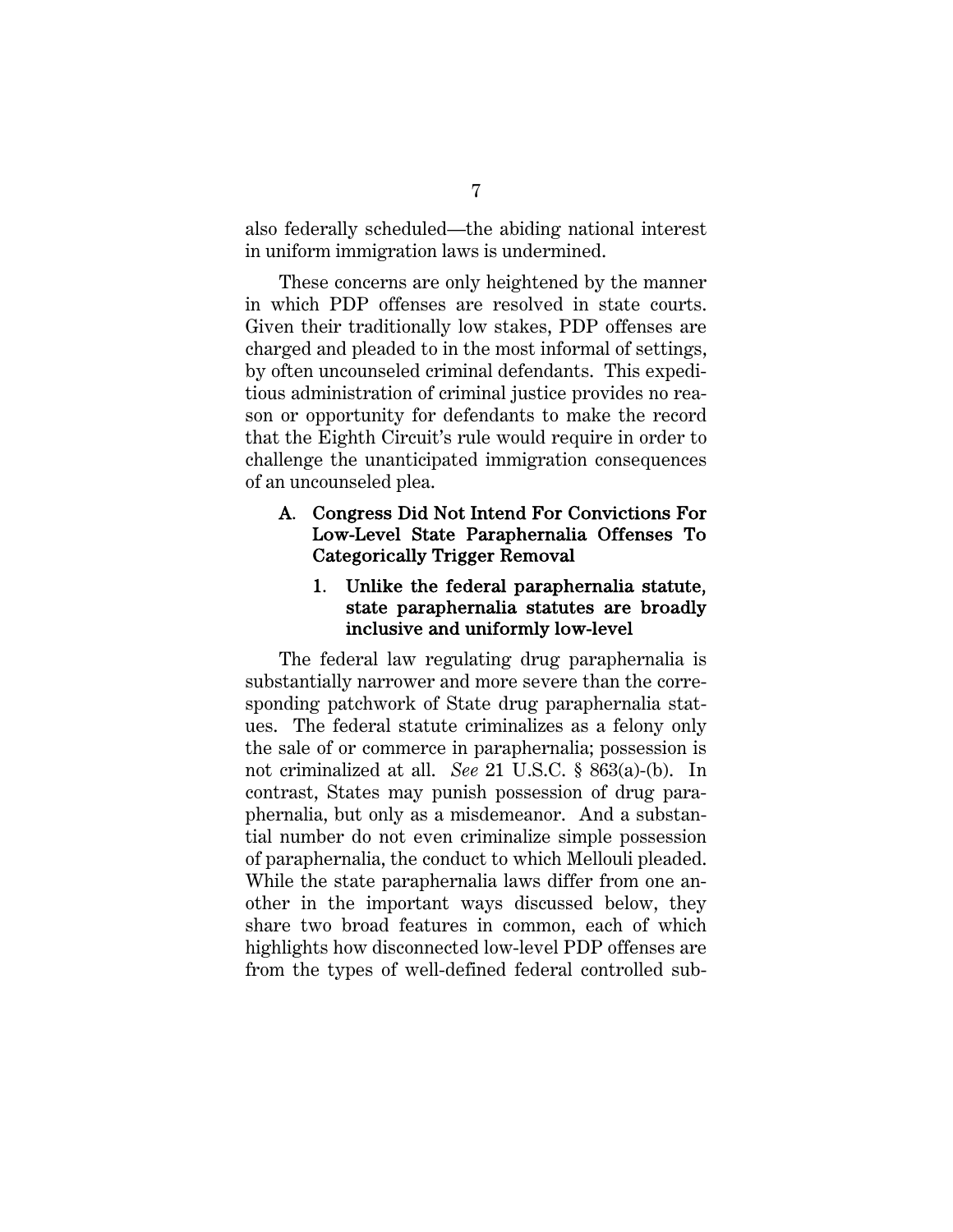also federally scheduled—the abiding national interest in uniform immigration laws is undermined.

These concerns are only heightened by the manner in which PDP offenses are resolved in state courts. Given their traditionally low stakes, PDP offenses are charged and pleaded to in the most informal of settings, by often uncounseled criminal defendants. This expeditious administration of criminal justice provides no reason or opportunity for defendants to make the record that the Eighth Circuit's rule would require in order to challenge the unanticipated immigration consequences of an uncounseled plea.

### A. Congress Did Not Intend For Convictions For Low-Level State Paraphernalia Offenses To Categorically Trigger Removal

#### 1. Unlike the federal paraphernalia statute, state paraphernalia statutes are broadly inclusive and uniformly low-level

The federal law regulating drug paraphernalia is substantially narrower and more severe than the corresponding patchwork of State drug paraphernalia statutes. The federal statute criminalizes as a felony only the sale of or commerce in paraphernalia; possession is not criminalized at all. *See* 21 U.S.C. § 863(a)-(b). In contrast, States may punish possession of drug paraphernalia, but only as a misdemeanor. And a substantial number do not even criminalize simple possession of paraphernalia, the conduct to which Mellouli pleaded. While the state paraphernalia laws differ from one another in the important ways discussed below, they share two broad features in common, each of which highlights how disconnected low-level PDP offenses are from the types of well-defined federal controlled sub-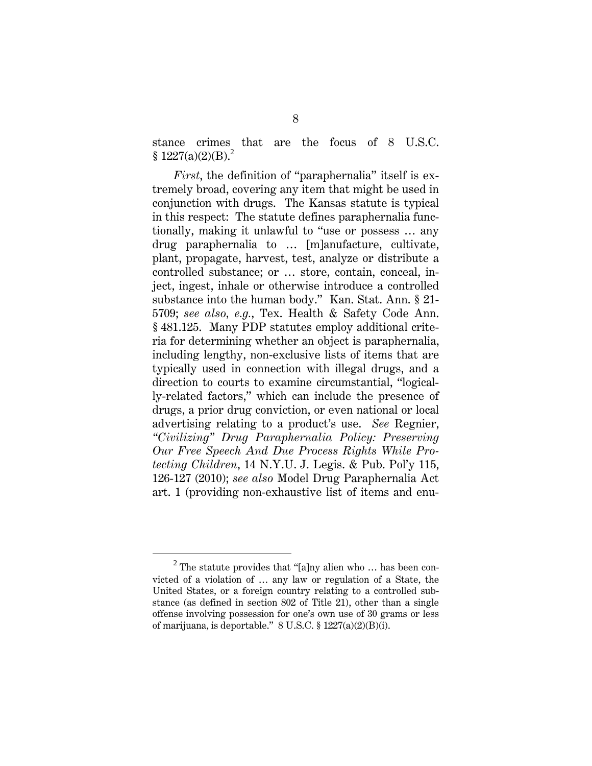stance crimes that are the focus of 8 U.S.C. § 1227(a)(2)(B).[2]

*First*, the definition of "paraphernalia" itself is extremely broad, covering any item that might be used in conjunction with drugs. The Kansas statute is typical in this respect: The statute defines paraphernalia functionally, making it unlawful to "use or possess … any drug paraphernalia to … [m]anufacture, cultivate, plant, propagate, harvest, test, analyze or distribute a controlled substance; or … store, contain, conceal, inject, ingest, inhale or otherwise introduce a controlled substance into the human body." Kan. Stat. Ann. § 21-5709; *see also, e.g.*, Tex. Health & Safety Code Ann. § 481.125. Many PDP statutes employ additional criteria for determining whether an object is paraphernalia, including lengthy, non-exclusive lists of items that are typically used in connection with illegal drugs, and a direction to courts to examine circumstantial, "logically-related factors," which can include the presence of drugs, a prior drug conviction, or even national or local advertising relating to a product's use. *See* Regnier, *"Civilizing" Drug Paraphernalia Policy: Preserving Our Free Speech And Due Process Rights While Protecting Children*, 14 N.Y.U. J. Legis. & Pub. Pol'y 115, 126-127 (2010); *see also* Model Drug Paraphernalia Act art. 1 (providing non-exhaustive list of items and enu-

---

[2] The statute provides that "[a]ny alien who … has been convicted of a violation of … any law or regulation of a State, the United States, or a foreign country relating to a controlled substance (as defined in section 802 of Title 21), other than a single offense involving possession for one's own use of 30 grams or less of marijuana, is deportable." 8 U.S.C. § 1227(a)(2)(B)(i).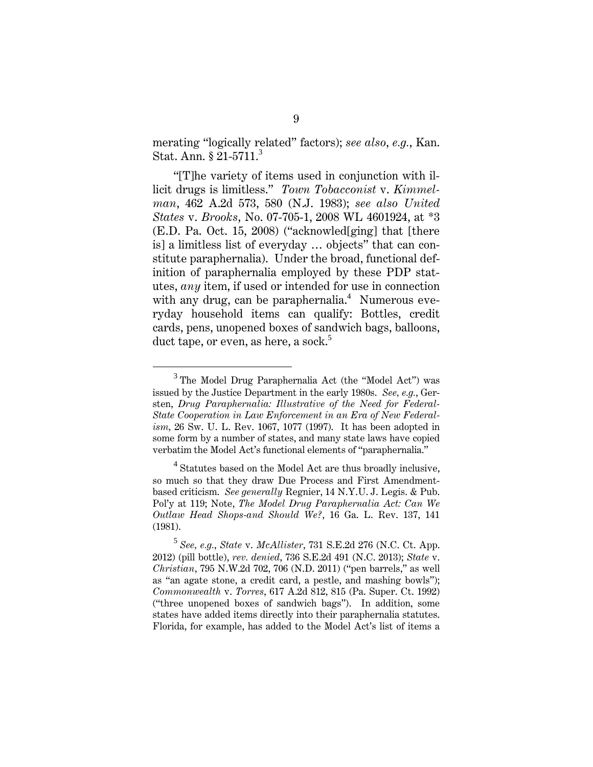merating "logically related" factors); *see also*, *e.g.*, Kan. Stat. Ann. § 21-5711.[3]

"[T]he variety of items used in conjunction with illicit drugs is limitless." *Town Tobacconist* v. *Kimmelman*, 462 A.2d 573, 580 (N.J. 1983); *see also United States* v. *Brooks*, No. 07-705-1, 2008 WL 4601924, at *3 (E.D. Pa. Oct. 15, 2008) ("acknowled[ging] that [there is] a limitless list of everyday … objects" that can constitute paraphernalia). Under the broad, functional definition of paraphernalia employed by these PDP statutes, *any* item, if used or intended for use in connection with any drug, can be paraphernalia.[4] Numerous everyday household items can qualify: Bottles, credit cards, pens, unopened boxes of sandwich bags, balloons, duct tape, or even, as here, a sock.[5]

---

[3] The Model Drug Paraphernalia Act (the "Model Act") was issued by the Justice Department in the early 1980s. *See, e.g.*, Gersten, *Drug Paraphernalia: Illustrative of the Need for Federal-State Cooperation in Law Enforcement in an Era of New Federalism*, 26 Sw. U. L. Rev. 1067, 1077 (1997). It has been adopted in some form by a number of states, and many state laws have copied verbatim the Model Act's functional elements of "paraphernalia."

[4] Statutes based on the Model Act are thus broadly inclusive, so much so that they draw Due Process and First Amendment-based criticism. *See generally* Regnier, 14 N.Y.U. J. Legis. & Pub. Pol'y at 119; Note, *The Model Drug Paraphernalia Act: Can We Outlaw Head Shops-and Should We?*, 16 Ga. L. Rev. 137, 141 (1981).

[5] *See, e.g.*, *State* v. *McAllister*, 731 S.E.2d 276 (N.C. Ct. App. 2012) (pill bottle), *rev. denied*, 736 S.E.2d 491 (N.C. 2013); *State* v. *Christian*, 795 N.W.2d 702, 706 (N.D. 2011) ("pen barrels," as well as "an agate stone, a credit card, a pestle, and mashing bowls"); *Commonwealth* v. *Torres*, 617 A.2d 812, 815 (Pa. Super. Ct. 1992) ("three unopened boxes of sandwich bags"). In addition, some states have added items directly into their paraphernalia statutes. Florida, for example, has added to the Model Act's list of items a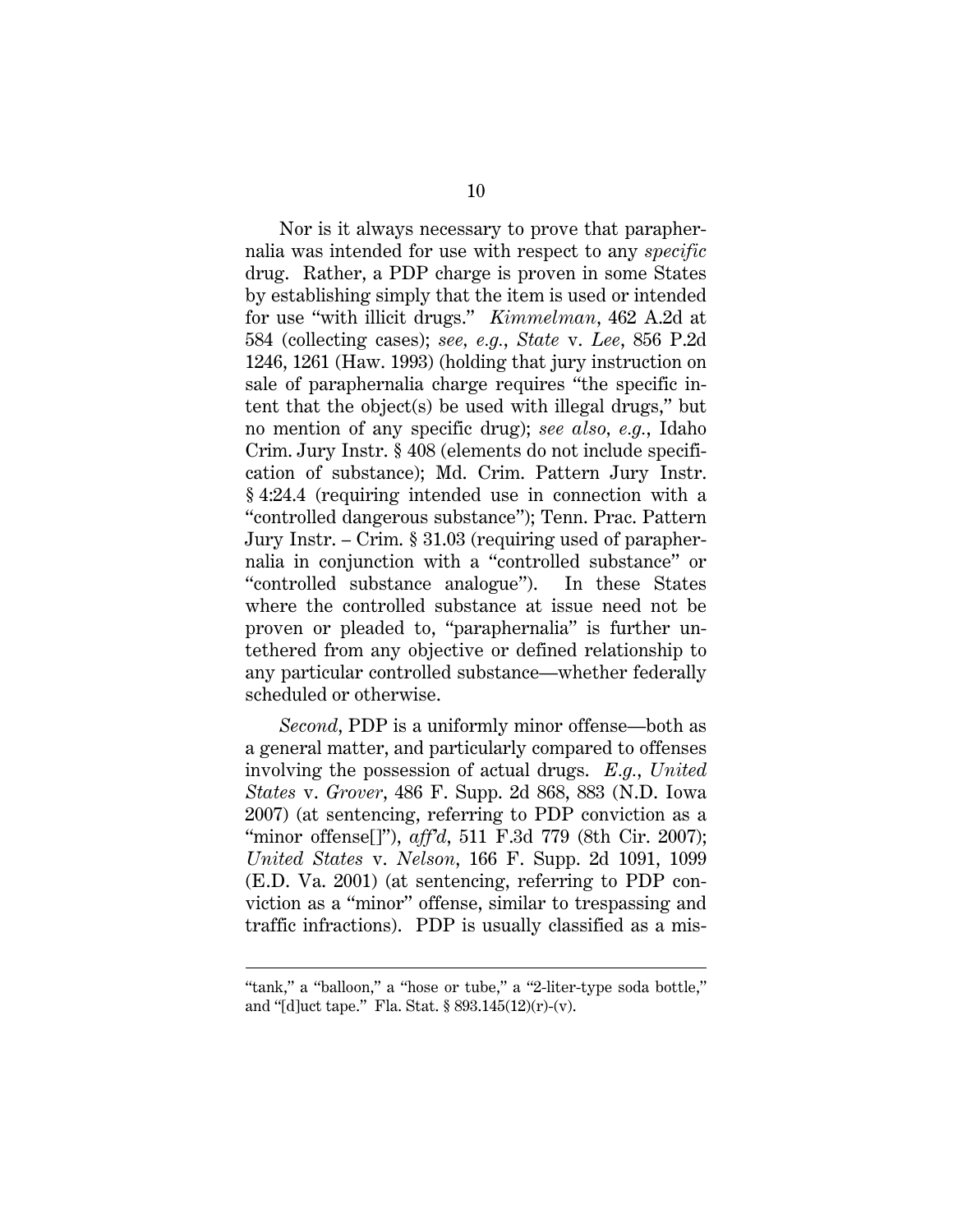Nor is it always necessary to prove that paraphernalia was intended for use with respect to any *specific* drug. Rather, a PDP charge is proven in some States by establishing simply that the item is used or intended for use "with illicit drugs." *Kimmelman*, 462 A.2d at 584 (collecting cases); *see, e.g.*, *State* v. *Lee*, 856 P.2d 1246, 1261 (Haw. 1993) (holding that jury instruction on sale of paraphernalia charge requires "the specific intent that the object(s) be used with illegal drugs," but no mention of any specific drug); *see also*, *e.g.*, Idaho Crim. Jury Instr. § 408 (elements do not include specification of substance); Md. Crim. Pattern Jury Instr. § 4:24.4 (requiring intended use in connection with a "controlled dangerous substance"); Tenn. Prac. Pattern Jury Instr. – Crim. § 31.03 (requiring used of paraphernalia in conjunction with a "controlled substance" or "controlled substance analogue"). In these States where the controlled substance at issue need not be proven or pleaded to, "paraphernalia" is further untethered from any objective or defined relationship to any particular controlled substance—whether federally scheduled or otherwise.

*Second*, PDP is a uniformly minor offense—both as a general matter, and particularly compared to offenses involving the possession of actual drugs. *E.g.*, *United States* v. *Grover*, 486 F. Supp. 2d 868, 883 (N.D. Iowa 2007) (at sentencing, referring to PDP conviction as a "minor offense[]"), *aff'd*, 511 F.3d 779 (8th Cir. 2007); *United States* v. *Nelson*, 166 F. Supp. 2d 1091, 1099 (E.D. Va. 2001) (at sentencing, referring to PDP conviction as a "minor" offense, similar to trespassing and traffic infractions). PDP is usually classified as a mis-

---

"tank," a "balloon," a "hose or tube," a "2-liter-type soda bottle," and "[d]uct tape." Fla. Stat. § 893.145(12)(r)-(v).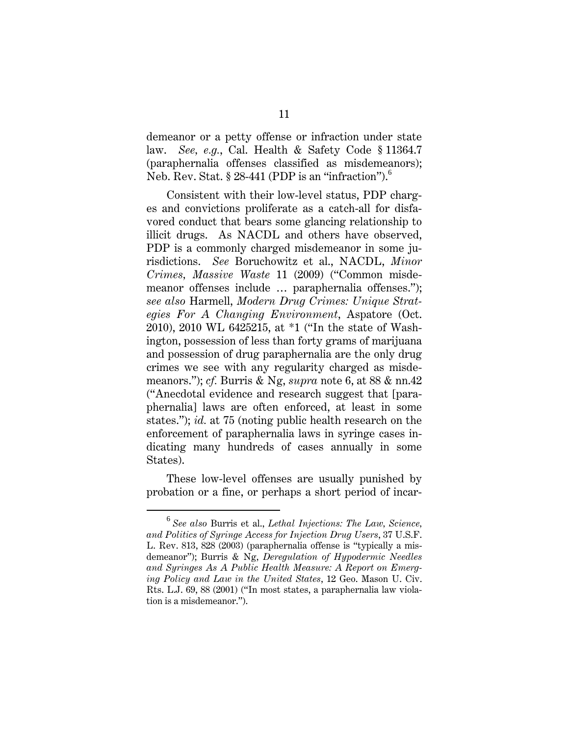demeanor or a petty offense or infraction under state law. *See, e.g.*, Cal. Health & Safety Code § 11364.7 (paraphernalia offenses classified as misdemeanors); Neb. Rev. Stat. § 28-441 (PDP is an "infraction").[6]

Consistent with their low-level status, PDP charges and convictions proliferate as a catch-all for disfavored conduct that bears some glancing relationship to illicit drugs. As NACDL and others have observed, PDP is a commonly charged misdemeanor in some jurisdictions. *See* Boruchowitz et al., NACDL, *Minor Crimes, Massive Waste* 11 (2009) ("Common misdemeanor offenses include … paraphernalia offenses."); *see also* Harmell, *Modern Drug Crimes: Unique Strategies For A Changing Environment*, Aspatore (Oct. 2010), 2010 WL 6425215, at *1 ("In the state of Washington, possession of less than forty grams of marijuana and possession of drug paraphernalia are the only drug crimes we see with any regularity charged as misdemeanors."); *cf.* Burris & Ng, *supra* note 6, at 88 & nn.42 ("Anecdotal evidence and research suggest that [paraphernalia] laws are often enforced, at least in some states."); *id.* at 75 (noting public health research on the enforcement of paraphernalia laws in syringe cases indicating many hundreds of cases annually in some States).

These low-level offenses are usually punished by probation or a fine, or perhaps a short period of incar-

---

[6] *See also* Burris et al., *Lethal Injections: The Law, Science, and Politics of Syringe Access for Injection Drug Users*, 37 U.S.F. L. Rev. 813, 828 (2003) (paraphernalia offense is "typically a misdemeanor"); Burris & Ng, *Deregulation of Hypodermic Needles and Syringes As A Public Health Measure: A Report on Emerging Policy and Law in the United States*, 12 Geo. Mason U. Civ. Rts. L.J. 69, 88 (2001) ("In most states, a paraphernalia law violation is a misdemeanor.").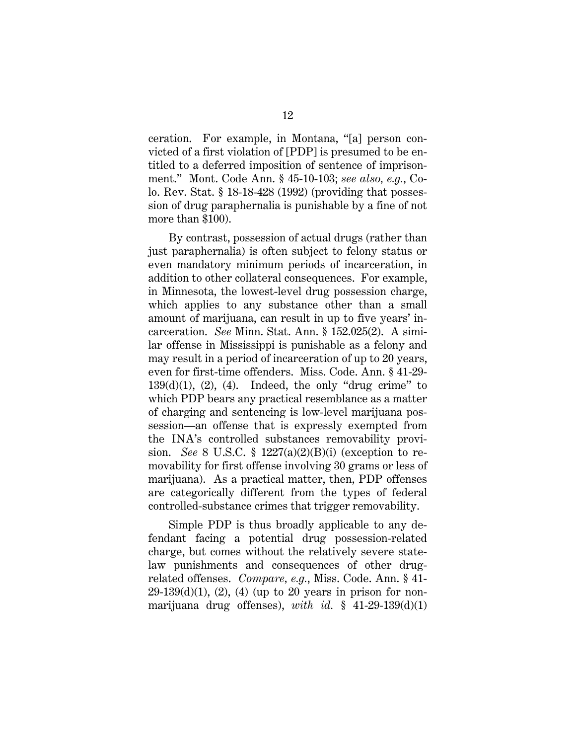ceration. For example, in Montana, "[a] person convicted of a first violation of [PDP] is presumed to be entitled to a deferred imposition of sentence of imprisonment." Mont. Code Ann. § 45-10-103; *see also, e.g.*, Colo. Rev. Stat. § 18-18-428 (1992) (providing that possession of drug paraphernalia is punishable by a fine of not more than $100).

By contrast, possession of actual drugs (rather than just paraphernalia) is often subject to felony status or even mandatory minimum periods of incarceration, in addition to other collateral consequences. For example, in Minnesota, the lowest-level drug possession charge, which applies to any substance other than a small amount of marijuana, can result in up to five years' incarceration. *See* Minn. Stat. Ann. § 152.025(2). A similar offense in Mississippi is punishable as a felony and may result in a period of incarceration of up to 20 years, even for first-time offenders. Miss. Code. Ann. § 41-29-139(d)(1), (2), (4). Indeed, the only "drug crime" to which PDP bears any practical resemblance as a matter of charging and sentencing is low-level marijuana possession—an offense that is expressly exempted from the INA's controlled substances removability provision. *See* 8 U.S.C. § 1227(a)(2)(B)(i) (exception to removability for first offense involving 30 grams or less of marijuana). As a practical matter, then, PDP offenses are categorically different from the types of federal controlled-substance crimes that trigger removability.

Simple PDP is thus broadly applicable to any defendant facing a potential drug possession-related charge, but comes without the relatively severe state-law punishments and consequences of other drug-related offenses. *Compare, e.g.*, Miss. Code. Ann. § 41-29-139(d)(1), (2), (4) (up to 20 years in prison for non-marijuana drug offenses), *with id.* § 41-29-139(d)(1)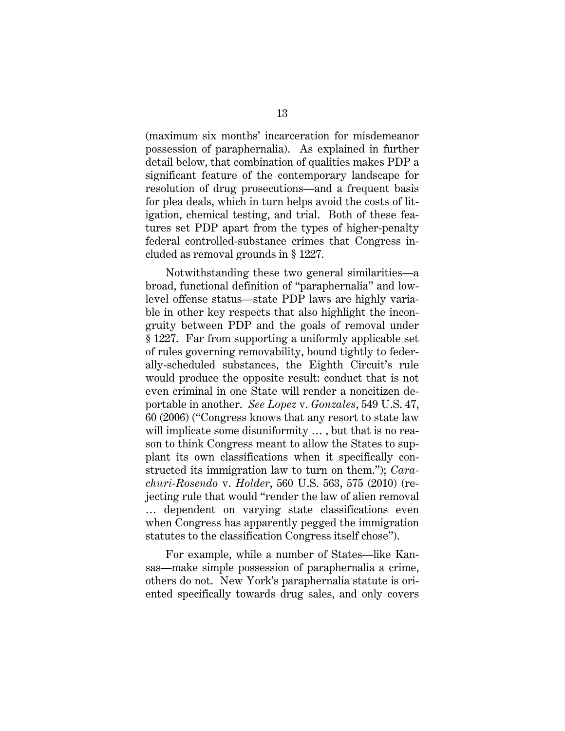(maximum six months' incarceration for misdemeanor possession of paraphernalia). As explained in further detail below, that combination of qualities makes PDP a significant feature of the contemporary landscape for resolution of drug prosecutions—and a frequent basis for plea deals, which in turn helps avoid the costs of litigation, chemical testing, and trial. Both of these features set PDP apart from the types of higher-penalty federal controlled-substance crimes that Congress included as removal grounds in § 1227.

Notwithstanding these two general similarities—a broad, functional definition of "paraphernalia" and low-level offense status—state PDP laws are highly variable in other key respects that also highlight the incongruity between PDP and the goals of removal under § 1227. Far from supporting a uniformly applicable set of rules governing removability, bound tightly to federally-scheduled substances, the Eighth Circuit's rule would produce the opposite result: conduct that is not even criminal in one State will render a noncitizen deportable in another. *See Lopez* v. *Gonzales*, 549 U.S. 47, 60 (2006) ("Congress knows that any resort to state law will implicate some disuniformity … , but that is no reason to think Congress meant to allow the States to supplant its own classifications when it specifically constructed its immigration law to turn on them."); *Carachuri-Rosendo* v. *Holder*, 560 U.S. 563, 575 (2010) (rejecting rule that would "render the law of alien removal … dependent on varying state classifications even when Congress has apparently pegged the immigration statutes to the classification Congress itself chose").

For example, while a number of States—like Kansas—make simple possession of paraphernalia a crime, others do not. New York's paraphernalia statute is oriented specifically towards drug sales, and only covers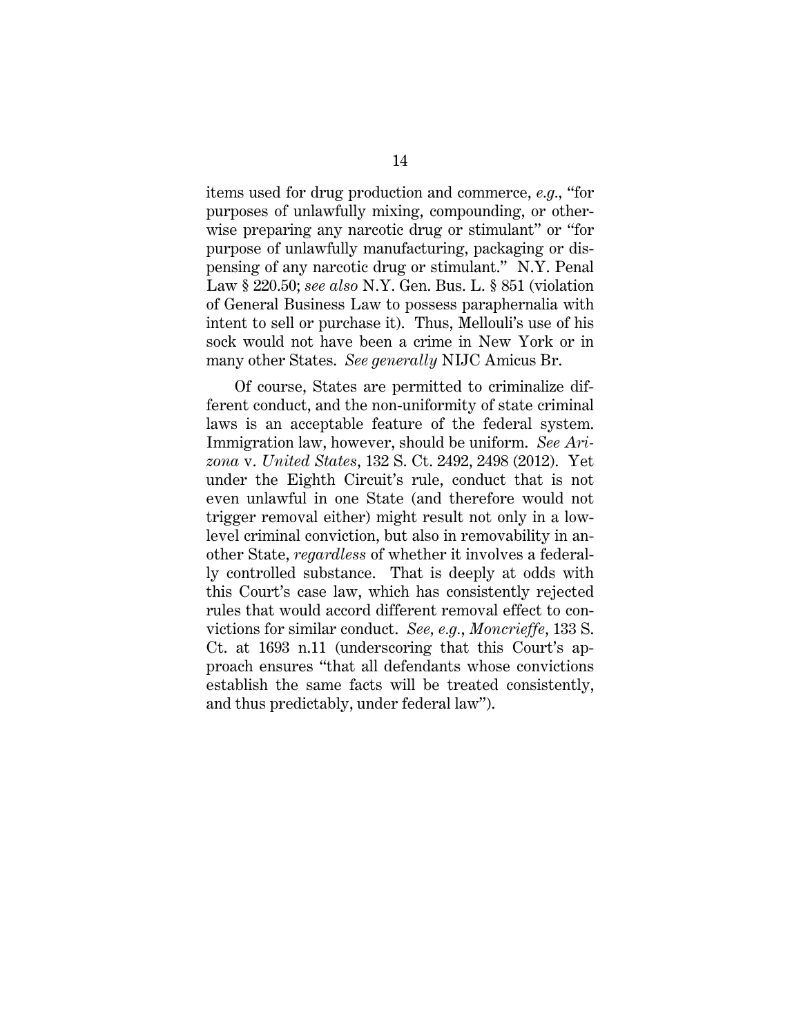items used for drug production and commerce, *e.g.*, "for purposes of unlawfully mixing, compounding, or otherwise preparing any narcotic drug or stimulant" or "for purpose of unlawfully manufacturing, packaging or dispensing of any narcotic drug or stimulant." N.Y. Penal Law § 220.50; *see also* N.Y. Gen. Bus. L. § 851 (violation of General Business Law to possess paraphernalia with intent to sell or purchase it). Thus, Mellouli's use of his sock would not have been a crime in New York or in many other States. *See generally* NIJC Amicus Br.

Of course, States are permitted to criminalize different conduct, and the non-uniformity of state criminal laws is an acceptable feature of the federal system. Immigration law, however, should be uniform. *See Arizona* v. *United States*, 132 S. Ct. 2492, 2498 (2012). Yet under the Eighth Circuit's rule, conduct that is not even unlawful in one State (and therefore would not trigger removal either) might result not only in a low-level criminal conviction, but also in removability in another State, *regardless* of whether it involves a federally controlled substance. That is deeply at odds with this Court's case law, which has consistently rejected rules that would accord different removal effect to convictions for similar conduct. *See, e.g.*, *Moncrieffe*, 133 S. Ct. at 1693 n.11 (underscoring that this Court's approach ensures "that all defendants whose convictions establish the same facts will be treated consistently, and thus predictably, under federal law").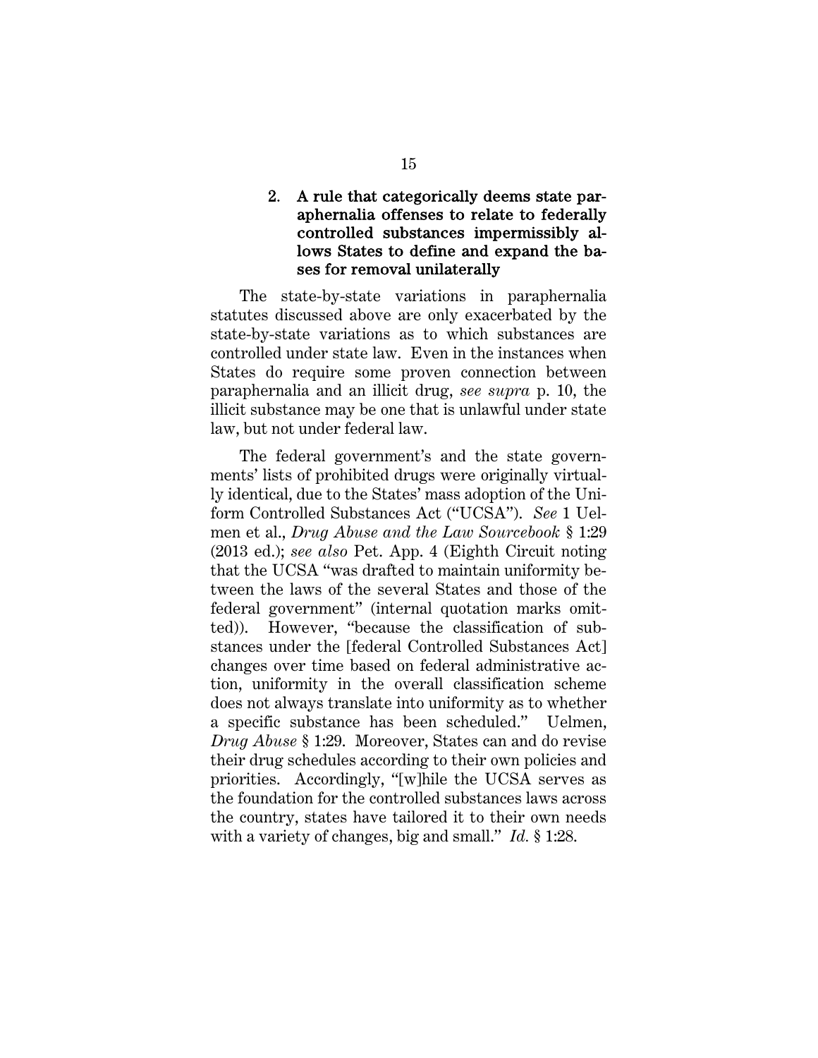### 2. A rule that categorically deems state paraphernalia offenses to relate to federally controlled substances impermissibly allows States to define and expand the bases for removal unilaterally

The state-by-state variations in paraphernalia statutes discussed above are only exacerbated by the state-by-state variations as to which substances are controlled under state law. Even in the instances when States do require some proven connection between paraphernalia and an illicit drug, *see supra* p. 10, the illicit substance may be one that is unlawful under state law, but not under federal law.

The federal government's and the state governments' lists of prohibited drugs were originally virtually identical, due to the States' mass adoption of the Uniform Controlled Substances Act ("UCSA"). *See* 1 Uelmen et al., *Drug Abuse and the Law Sourcebook* § 1:29 (2013 ed.); *see also* Pet. App. 4 (Eighth Circuit noting that the UCSA "was drafted to maintain uniformity between the laws of the several States and those of the federal government" (internal quotation marks omitted)). However, "because the classification of substances under the [federal Controlled Substances Act] changes over time based on federal administrative action, uniformity in the overall classification scheme does not always translate into uniformity as to whether a specific substance has been scheduled." Uelmen, *Drug Abuse* § 1:29. Moreover, States can and do revise their drug schedules according to their own policies and priorities. Accordingly, "[w]hile the UCSA serves as the foundation for the controlled substances laws across the country, states have tailored it to their own needs with a variety of changes, big and small." *Id.* § 1:28.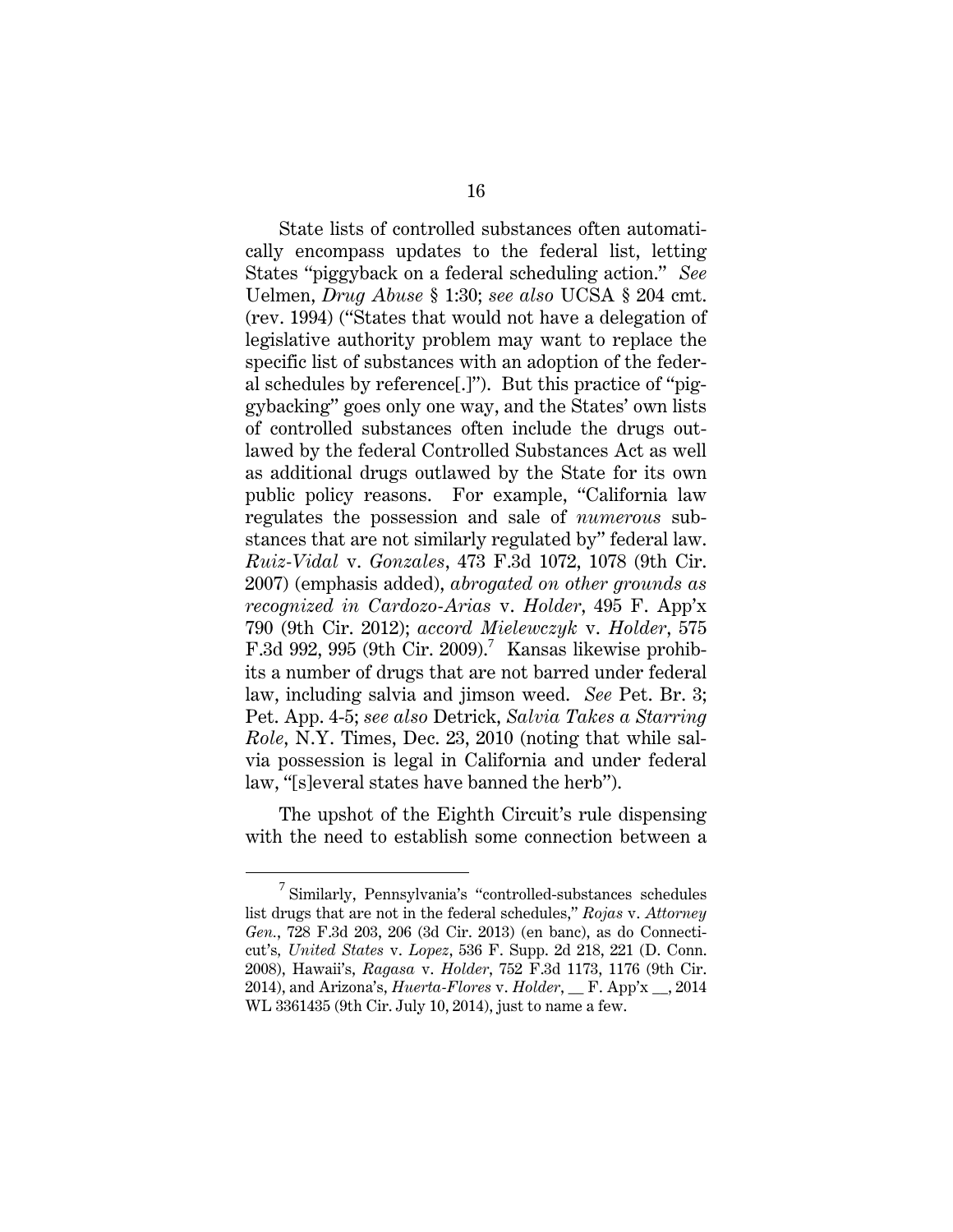State lists of controlled substances often automatically encompass updates to the federal list, letting States "piggyback on a federal scheduling action." *See* Uelmen, *Drug Abuse* § 1:30; *see also* UCSA § 204 cmt. (rev. 1994) ("States that would not have a delegation of legislative authority problem may want to replace the specific list of substances with an adoption of the federal schedules by reference[.]"). But this practice of "piggybacking" goes only one way, and the States' own lists of controlled substances often include the drugs outlawed by the federal Controlled Substances Act as well as additional drugs outlawed by the State for its own public policy reasons. For example, "California law regulates the possession and sale of *numerous* substances that are not similarly regulated by" federal law. *Ruiz-Vidal* v. *Gonzales*, 473 F.3d 1072, 1078 (9th Cir. 2007) (emphasis added), *abrogated on other grounds as recognized in Cardozo-Arias* v. *Holder*, 495 F. App'x 790 (9th Cir. 2012); *accord Mielewczyk* v. *Holder*, 575 F.3d 992, 995 (9th Cir. 2009).[7] Kansas likewise prohibits a number of drugs that are not barred under federal law, including salvia and jimson weed. *See* Pet. Br. 3; Pet. App. 4-5; *see also* Detrick, *Salvia Takes a Starring Role*, N.Y. Times, Dec. 23, 2010 (noting that while salvia possession is legal in California and under federal law, "[s]everal states have banned the herb").

The upshot of the Eighth Circuit's rule dispensing with the need to establish some connection between a

---

[7] Similarly, Pennsylvania's "controlled-substances schedules list drugs that are not in the federal schedules," *Rojas* v. *Attorney Gen.*, 728 F.3d 203, 206 (3d Cir. 2013) (en banc), as do Connecticut's, *United States* v. *Lopez*, 536 F. Supp. 2d 218, 221 (D. Conn. 2008), Hawaii's, *Ragasa* v. *Holder*, 752 F.3d 1173, 1176 (9th Cir. 2014), and Arizona's, *Huerta-Flores* v. *Holder*, __ F. App'x __, 2014 WL 3361435 (9th Cir. July 10, 2014), just to name a few.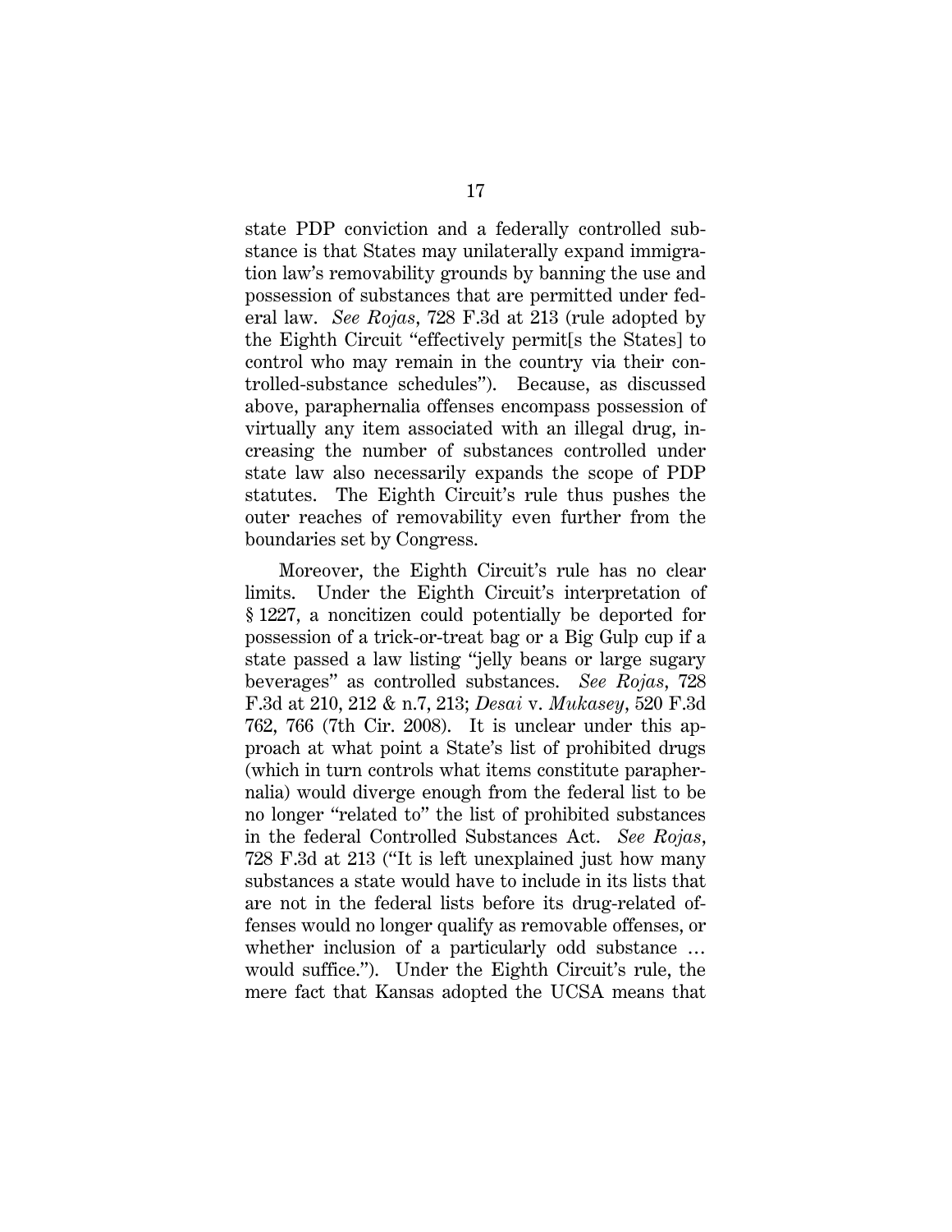state PDP conviction and a federally controlled substance is that States may unilaterally expand immigration law's removability grounds by banning the use and possession of substances that are permitted under federal law. *See Rojas*, 728 F.3d at 213 (rule adopted by the Eighth Circuit "effectively permit[s the States] to control who may remain in the country via their controlled-substance schedules"). Because, as discussed above, paraphernalia offenses encompass possession of virtually any item associated with an illegal drug, increasing the number of substances controlled under state law also necessarily expands the scope of PDP statutes. The Eighth Circuit's rule thus pushes the outer reaches of removability even further from the boundaries set by Congress.

Moreover, the Eighth Circuit's rule has no clear limits. Under the Eighth Circuit's interpretation of § 1227, a noncitizen could potentially be deported for possession of a trick-or-treat bag or a Big Gulp cup if a state passed a law listing "jelly beans or large sugary beverages" as controlled substances. *See Rojas*, 728 F.3d at 210, 212 & n.7, 213; *Desai* v. *Mukasey*, 520 F.3d 762, 766 (7th Cir. 2008). It is unclear under this approach at what point a State's list of prohibited drugs (which in turn controls what items constitute paraphernalia) would diverge enough from the federal list to be no longer "related to" the list of prohibited substances in the federal Controlled Substances Act. *See Rojas*, 728 F.3d at 213 ("It is left unexplained just how many substances a state would have to include in its lists that are not in the federal lists before its drug-related offenses would no longer qualify as removable offenses, or whether inclusion of a particularly odd substance … would suffice."). Under the Eighth Circuit's rule, the mere fact that Kansas adopted the UCSA means that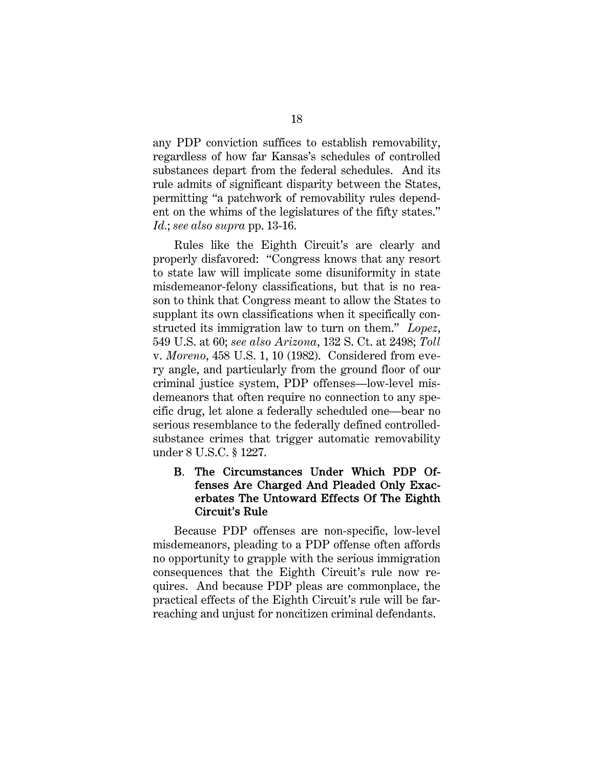any PDP conviction suffices to establish removability, regardless of how far Kansas's schedules of controlled substances depart from the federal schedules. And its rule admits of significant disparity between the States, permitting "a patchwork of removability rules dependent on the whims of the legislatures of the fifty states." *Id.*; *see also supra* pp. 13-16.

Rules like the Eighth Circuit's are clearly and properly disfavored: "Congress knows that any resort to state law will implicate some disuniformity in state misdemeanor-felony classifications, but that is no reason to think that Congress meant to allow the States to supplant its own classifications when it specifically constructed its immigration law to turn on them." *Lopez*, 549 U.S. at 60; *see also Arizona*, 132 S. Ct. at 2498; *Toll* v. *Moreno*, 458 U.S. 1, 10 (1982). Considered from every angle, and particularly from the ground floor of our criminal justice system, PDP offenses—low-level misdemeanors that often require no connection to any specific drug, let alone a federally scheduled one—bear no serious resemblance to the federally defined controlled-substance crimes that trigger automatic removability under 8 U.S.C. § 1227.

### B. The Circumstances Under Which PDP Offenses Are Charged And Pleaded Only Exacerbates The Untoward Effects Of The Eighth Circuit's Rule

Because PDP offenses are non-specific, low-level misdemeanors, pleading to a PDP offense often affords no opportunity to grapple with the serious immigration consequences that the Eighth Circuit's rule now requires. And because PDP pleas are commonplace, the practical effects of the Eighth Circuit's rule will be far-reaching and unjust for noncitizen criminal defendants.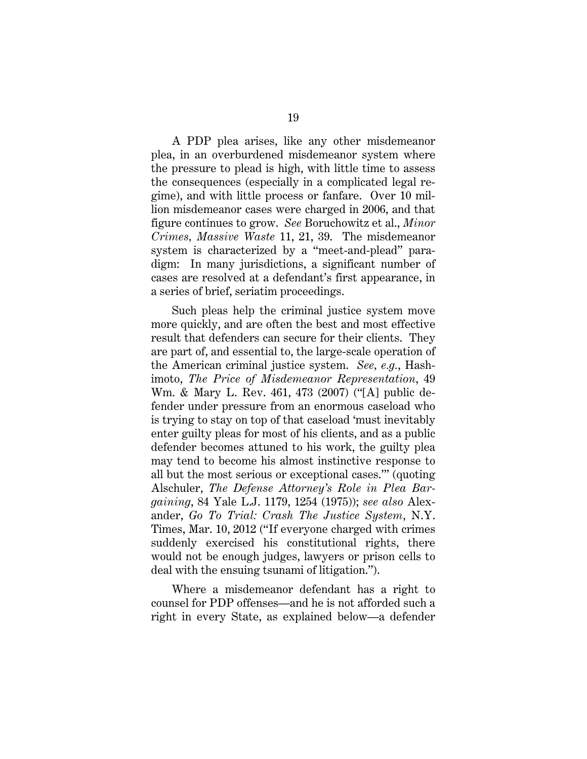A PDP plea arises, like any other misdemeanor plea, in an overburdened misdemeanor system where the pressure to plead is high, with little time to assess the consequences (especially in a complicated legal regime), and with little process or fanfare. Over 10 million misdemeanor cases were charged in 2006, and that figure continues to grow. *See* Boruchowitz et al., *Minor Crimes, Massive Waste* 11, 21, 39. The misdemeanor system is characterized by a "meet-and-plead" paradigm: In many jurisdictions, a significant number of cases are resolved at a defendant's first appearance, in a series of brief, seriatim proceedings.

Such pleas help the criminal justice system move more quickly, and are often the best and most effective result that defenders can secure for their clients. They are part of, and essential to, the large-scale operation of the American criminal justice system. *See, e.g.*, Hashimoto, *The Price of Misdemeanor Representation*, 49 Wm. & Mary L. Rev. 461, 473 (2007) ("[A] public defender under pressure from an enormous caseload who is trying to stay on top of that caseload 'must inevitably enter guilty pleas for most of his clients, and as a public defender becomes attuned to his work, the guilty plea may tend to become his almost instinctive response to all but the most serious or exceptional cases.'" (quoting Alschuler, *The Defense Attorney's Role in Plea Bargaining*, 84 Yale L.J. 1179, 1254 (1975)); *see also* Alexander, *Go To Trial: Crash The Justice System*, N.Y. Times, Mar. 10, 2012 ("If everyone charged with crimes suddenly exercised his constitutional rights, there would not be enough judges, lawyers or prison cells to deal with the ensuing tsunami of litigation.").

Where a misdemeanor defendant has a right to counsel for PDP offenses—and he is not afforded such a right in every State, as explained below—a defender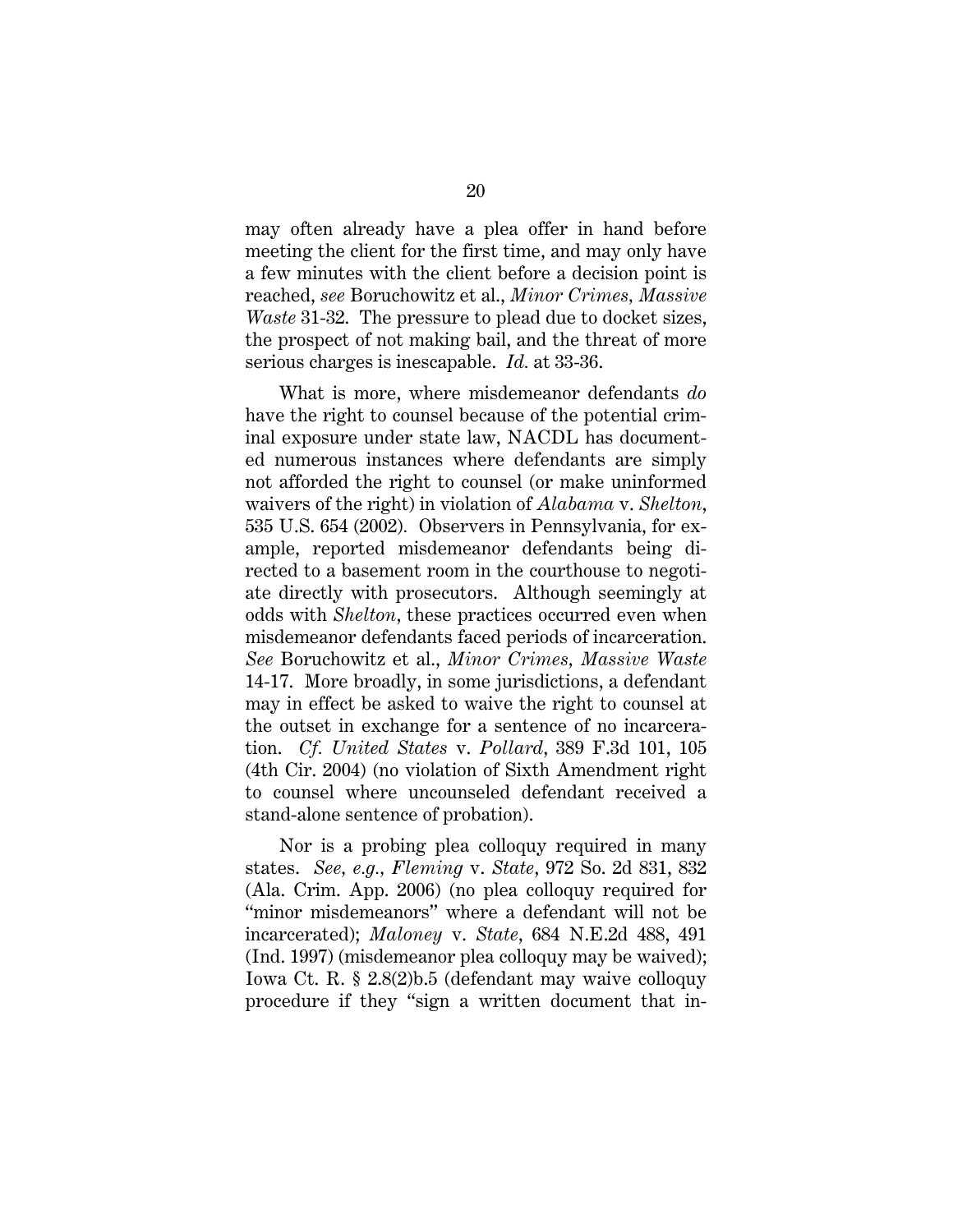may often already have a plea offer in hand before meeting the client for the first time, and may only have a few minutes with the client before a decision point is reached, *see* Boruchowitz et al., *Minor Crimes, Massive Waste* 31-32. The pressure to plead due to docket sizes, the prospect of not making bail, and the threat of more serious charges is inescapable. *Id.* at 33-36.

What is more, where misdemeanor defendants *do* have the right to counsel because of the potential criminal exposure under state law, NACDL has documented numerous instances where defendants are simply not afforded the right to counsel (or make uninformed waivers of the right) in violation of *Alabama* v. *Shelton*, 535 U.S. 654 (2002). Observers in Pennsylvania, for example, reported misdemeanor defendants being directed to a basement room in the courthouse to negotiate directly with prosecutors. Although seemingly at odds with *Shelton*, these practices occurred even when misdemeanor defendants faced periods of incarceration. *See* Boruchowitz et al., *Minor Crimes, Massive Waste* 14-17. More broadly, in some jurisdictions, a defendant may in effect be asked to waive the right to counsel at the outset in exchange for a sentence of no incarceration. *Cf. United States* v. *Pollard*, 389 F.3d 101, 105 (4th Cir. 2004) (no violation of Sixth Amendment right to counsel where uncounseled defendant received a stand-alone sentence of probation).

Nor is a probing plea colloquy required in many states. *See*, *e.g.*, *Fleming* v. *State*, 972 So. 2d 831, 832 (Ala. Crim. App. 2006) (no plea colloquy required for "minor misdemeanors" where a defendant will not be incarcerated); *Maloney* v. *State*, 684 N.E.2d 488, 491 (Ind. 1997) (misdemeanor plea colloquy may be waived); Iowa Ct. R. § 2.8(2)b.5 (defendant may waive colloquy procedure if they "sign a written document that in-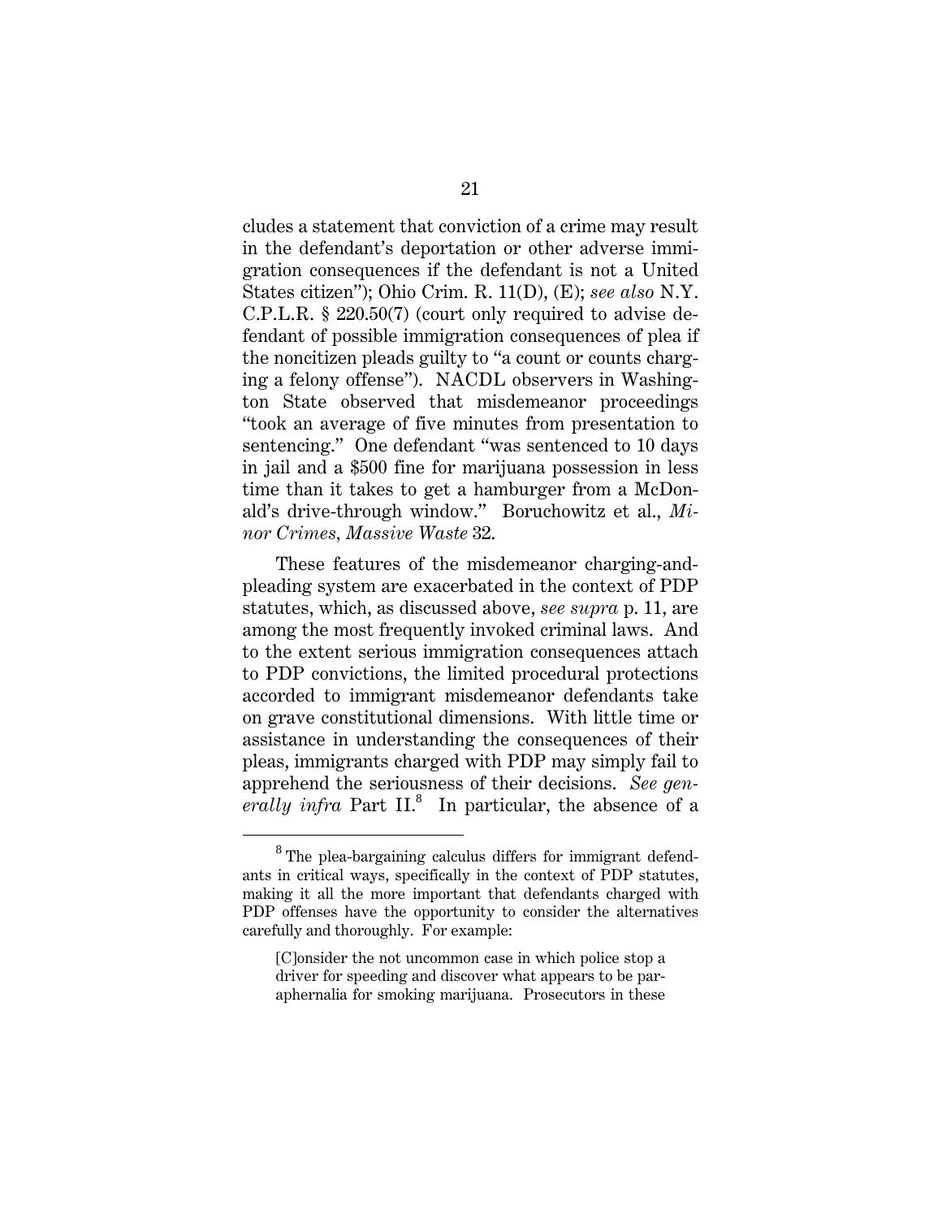cludes a statement that conviction of a crime may result in the defendant's deportation or other adverse immigration consequences if the defendant is not a United States citizen"); Ohio Crim. R. 11(D), (E); *see also* N.Y. C.P.L.R. § 220.50(7) (court only required to advise defendant of possible immigration consequences of plea if the noncitizen pleads guilty to "a count or counts charging a felony offense"). NACDL observers in Washington State observed that misdemeanor proceedings "took an average of five minutes from presentation to sentencing." One defendant "was sentenced to 10 days in jail and a $500 fine for marijuana possession in less time than it takes to get a hamburger from a McDonald's drive-through window." Boruchowitz et al., *Minor Crimes, Massive Waste* 32.

These features of the misdemeanor charging-and-pleading system are exacerbated in the context of PDP statutes, which, as discussed above, *see supra* p. 11, are among the most frequently invoked criminal laws. And to the extent serious immigration consequences attach to PDP convictions, the limited procedural protections accorded to immigrant misdemeanor defendants take on grave constitutional dimensions. With little time or assistance in understanding the consequences of their pleas, immigrants charged with PDP may simply fail to apprehend the seriousness of their decisions. *See generally infra* Part II.[8] In particular, the absence of a

---

[8] The plea-bargaining calculus differs for immigrant defendants in critical ways, specifically in the context of PDP statutes, making it all the more important that defendants charged with PDP offenses have the opportunity to consider the alternatives carefully and thoroughly. For example:

> [C]onsider the not uncommon case in which police stop a driver for speeding and discover what appears to be paraphernalia for smoking marijuana. Prosecutors in these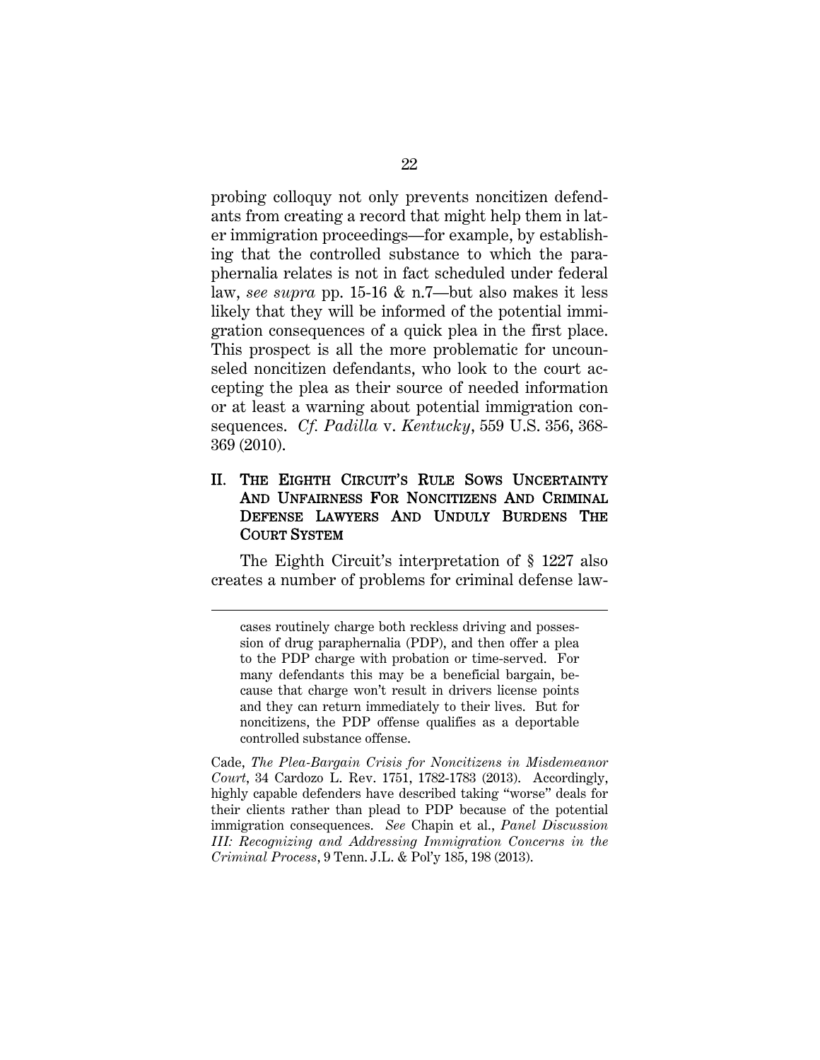probing colloquy not only prevents noncitizen defendants from creating a record that might help them in later immigration proceedings—for example, by establishing that the controlled substance to which the paraphernalia relates is not in fact scheduled under federal law, *see supra* pp. 15-16 & n.7—but also makes it less likely that they will be informed of the potential immigration consequences of a quick plea in the first place. This prospect is all the more problematic for uncounseled noncitizen defendants, who look to the court accepting the plea as their source of needed information or at least a warning about potential immigration consequences. *Cf. Padilla* v. *Kentucky*, 559 U.S. 356, 368-369 (2010).

## II. THE EIGHTH CIRCUIT'S RULE SOWS UNCERTAINTY AND UNFAIRNESS FOR NONCITIZENS AND CRIMINAL DEFENSE LAWYERS AND UNDULY BURDENS THE COURT SYSTEM

The Eighth Circuit's interpretation of § 1227 also creates a number of problems for criminal defense law-

---

> cases routinely charge both reckless driving and possession of drug paraphernalia (PDP), and then offer a plea to the PDP charge with probation or time-served. For many defendants this may be a beneficial bargain, because that charge won't result in drivers license points and they can return immediately to their lives. But for noncitizens, the PDP offense qualifies as a deportable controlled substance offense.

Cade, *The Plea-Bargain Crisis for Noncitizens in Misdemeanor Court*, 34 Cardozo L. Rev. 1751, 1782-1783 (2013). Accordingly, highly capable defenders have described taking "worse" deals for their clients rather than plead to PDP because of the potential immigration consequences. *See* Chapin et al., *Panel Discussion III: Recognizing and Addressing Immigration Concerns in the Criminal Process*, 9 Tenn. J.L. & Pol'y 185, 198 (2013).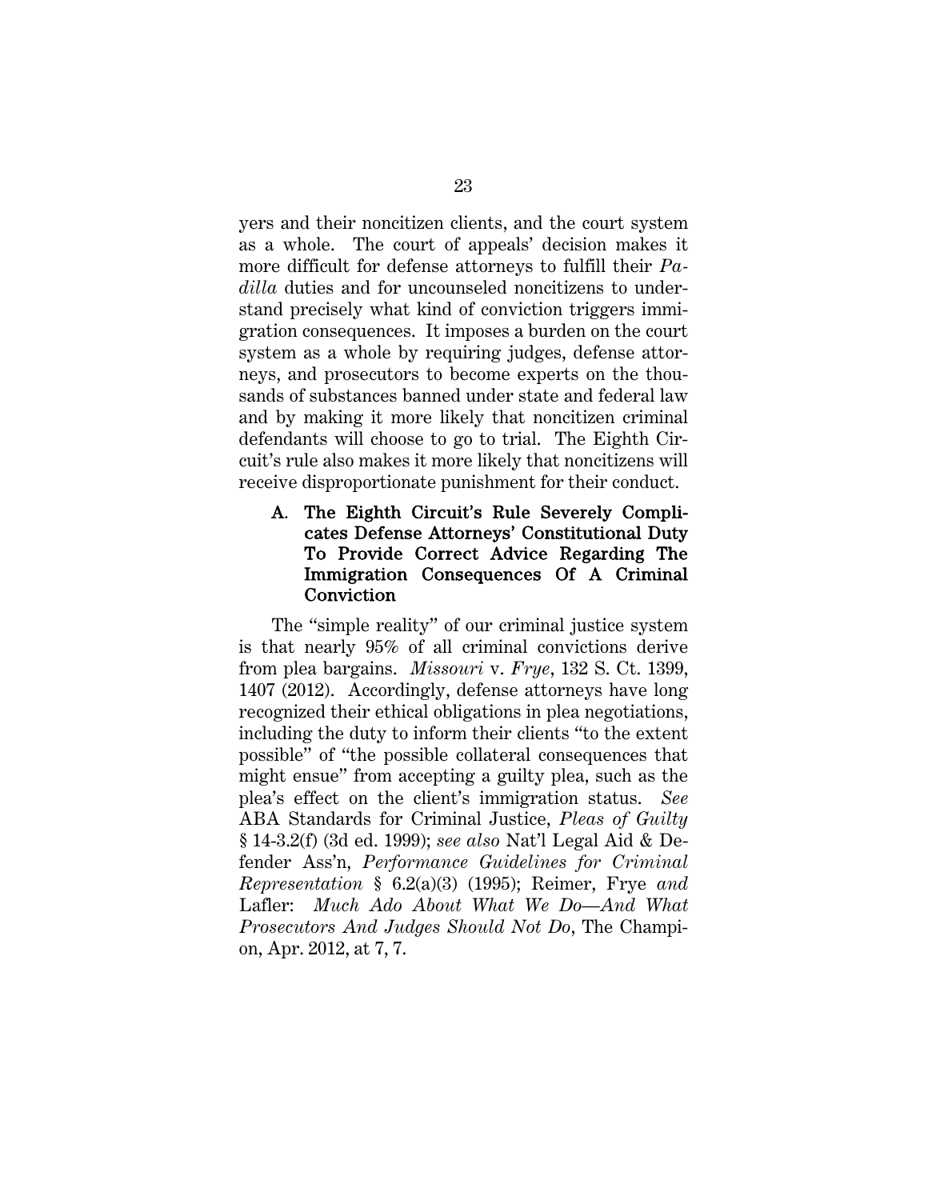yers and their noncitizen clients, and the court system as a whole. The court of appeals' decision makes it more difficult for defense attorneys to fulfill their *Padilla* duties and for uncounseled noncitizens to understand precisely what kind of conviction triggers immigration consequences. It imposes a burden on the court system as a whole by requiring judges, defense attorneys, and prosecutors to become experts on the thousands of substances banned under state and federal law and by making it more likely that noncitizen criminal defendants will choose to go to trial. The Eighth Circuit's rule also makes it more likely that noncitizens will receive disproportionate punishment for their conduct.

### A. The Eighth Circuit's Rule Severely Complicates Defense Attorneys' Constitutional Duty To Provide Correct Advice Regarding The Immigration Consequences Of A Criminal Conviction

The "simple reality" of our criminal justice system is that nearly 95% of all criminal convictions derive from plea bargains. *Missouri* v. *Frye*, 132 S. Ct. 1399, 1407 (2012). Accordingly, defense attorneys have long recognized their ethical obligations in plea negotiations, including the duty to inform their clients "to the extent possible" of "the possible collateral consequences that might ensue" from accepting a guilty plea, such as the plea's effect on the client's immigration status. *See* ABA Standards for Criminal Justice, *Pleas of Guilty* § 14-3.2(f) (3d ed. 1999); *see also* Nat'l Legal Aid & Defender Ass'n, *Performance Guidelines for Criminal Representation* § 6.2(a)(3) (1995); Reimer, Frye *and* Lafler: *Much Ado About What We Do—And What Prosecutors And Judges Should Not Do*, The Champion, Apr. 2012, at 7, 7.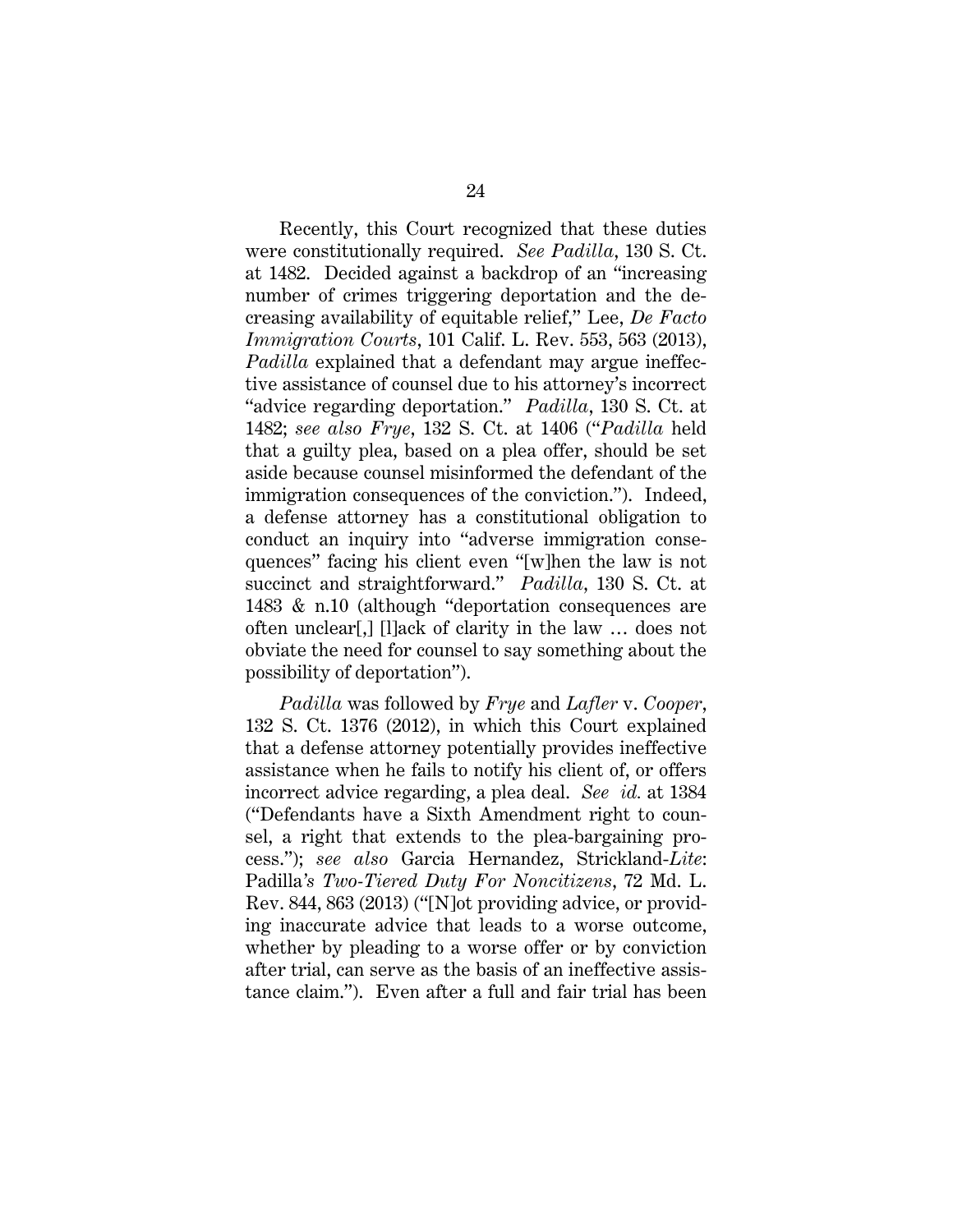Recently, this Court recognized that these duties were constitutionally required. *See Padilla*, 130 S. Ct. at 1482. Decided against a backdrop of an "increasing number of crimes triggering deportation and the decreasing availability of equitable relief," Lee, *De Facto Immigration Courts*, 101 Calif. L. Rev. 553, 563 (2013), *Padilla* explained that a defendant may argue ineffective assistance of counsel due to his attorney's incorrect "advice regarding deportation." *Padilla*, 130 S. Ct. at 1482; *see also Frye*, 132 S. Ct. at 1406 ("*Padilla* held that a guilty plea, based on a plea offer, should be set aside because counsel misinformed the defendant of the immigration consequences of the conviction."). Indeed, a defense attorney has a constitutional obligation to conduct an inquiry into "adverse immigration consequences" facing his client even "[w]hen the law is not succinct and straightforward." *Padilla*, 130 S. Ct. at 1483 & n.10 (although "deportation consequences are often unclear[,] [l]ack of clarity in the law … does not obviate the need for counsel to say something about the possibility of deportation").

*Padilla* was followed by *Frye* and *Lafler* v. *Cooper*, 132 S. Ct. 1376 (2012), in which this Court explained that a defense attorney potentially provides ineffective assistance when he fails to notify his client of, or offers incorrect advice regarding, a plea deal. *See id.* at 1384 ("Defendants have a Sixth Amendment right to counsel, a right that extends to the plea-bargaining process."); *see also* Garcia Hernandez, Strickland-*Lite*: Padilla*'s Two-Tiered Duty For Noncitizens*, 72 Md. L. Rev. 844, 863 (2013) ("[N]ot providing advice, or providing inaccurate advice that leads to a worse outcome, whether by pleading to a worse offer or by conviction after trial, can serve as the basis of an ineffective assistance claim."). Even after a full and fair trial has been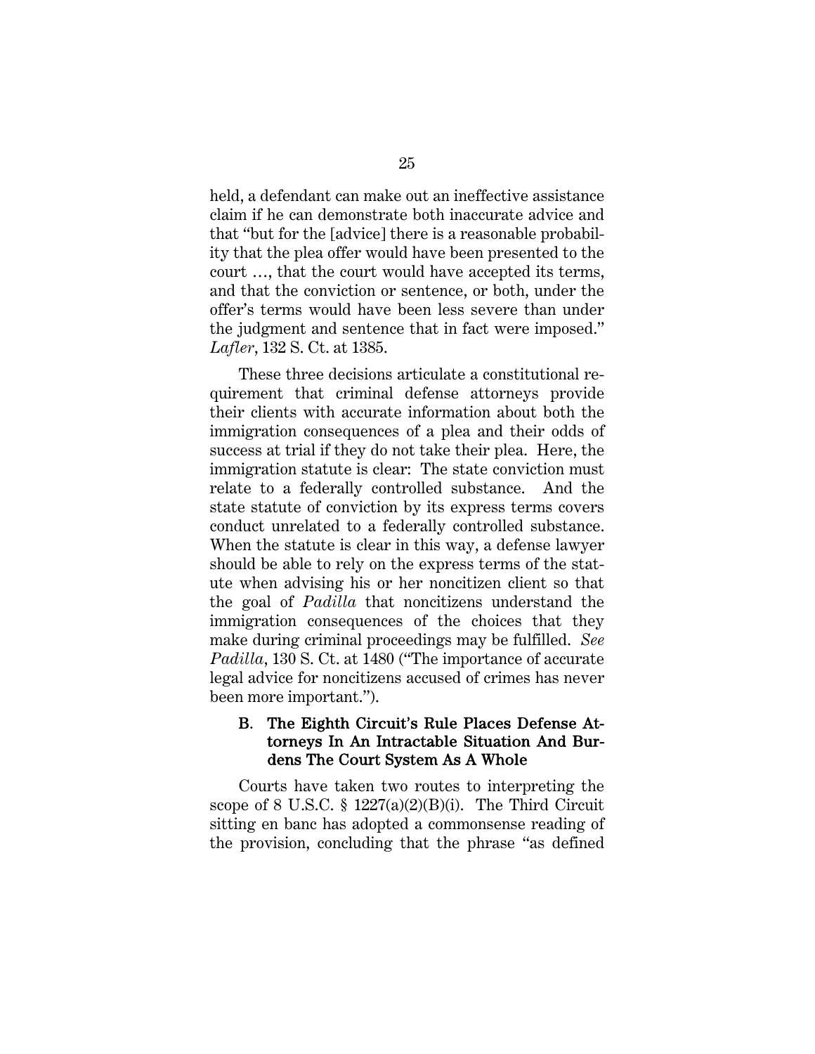held, a defendant can make out an ineffective assistance claim if he can demonstrate both inaccurate advice and that "but for the [advice] there is a reasonable probability that the plea offer would have been presented to the court …, that the court would have accepted its terms, and that the conviction or sentence, or both, under the offer's terms would have been less severe than under the judgment and sentence that in fact were imposed." *Lafler*, 132 S. Ct. at 1385.

These three decisions articulate a constitutional requirement that criminal defense attorneys provide their clients with accurate information about both the immigration consequences of a plea and their odds of success at trial if they do not take their plea. Here, the immigration statute is clear: The state conviction must relate to a federally controlled substance. And the state statute of conviction by its express terms covers conduct unrelated to a federally controlled substance. When the statute is clear in this way, a defense lawyer should be able to rely on the express terms of the statute when advising his or her noncitizen client so that the goal of *Padilla* that noncitizens understand the immigration consequences of the choices that they make during criminal proceedings may be fulfilled. *See Padilla*, 130 S. Ct. at 1480 ("The importance of accurate legal advice for noncitizens accused of crimes has never been more important.").

### B. The Eighth Circuit's Rule Places Defense Attorneys In An Intractable Situation And Burdens The Court System As A Whole

Courts have taken two routes to interpreting the scope of 8 U.S.C. § 1227(a)(2)(B)(i). The Third Circuit sitting en banc has adopted a commonsense reading of the provision, concluding that the phrase "as defined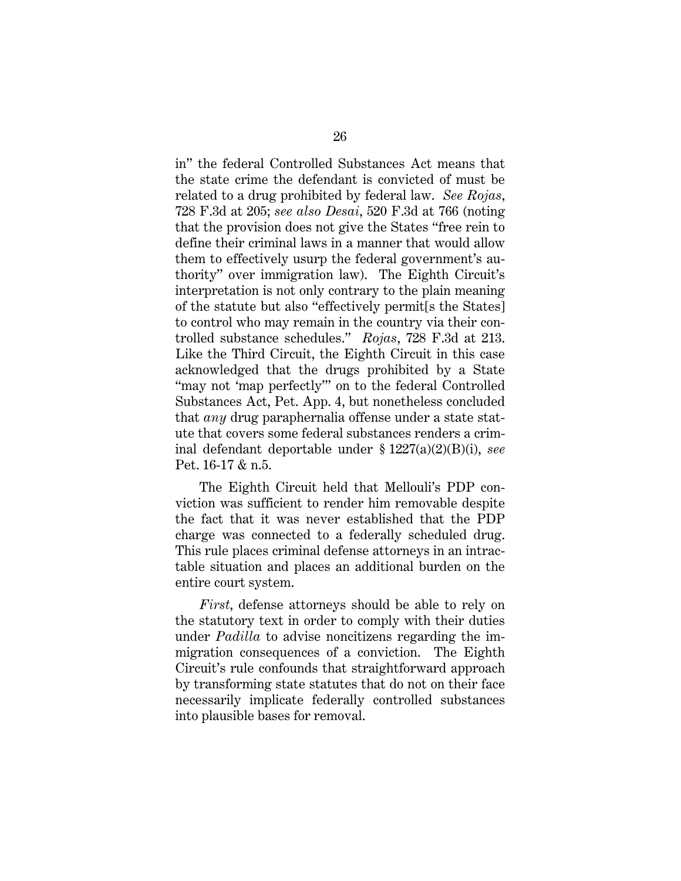in" the federal Controlled Substances Act means that the state crime the defendant is convicted of must be related to a drug prohibited by federal law. *See Rojas*, 728 F.3d at 205; *see also Desai*, 520 F.3d at 766 (noting that the provision does not give the States "free rein to define their criminal laws in a manner that would allow them to effectively usurp the federal government's authority" over immigration law). The Eighth Circuit's interpretation is not only contrary to the plain meaning of the statute but also "effectively permit[s the States] to control who may remain in the country via their controlled substance schedules." *Rojas*, 728 F.3d at 213. Like the Third Circuit, the Eighth Circuit in this case acknowledged that the drugs prohibited by a State "may not 'map perfectly'" on to the federal Controlled Substances Act, Pet. App. 4, but nonetheless concluded that *any* drug paraphernalia offense under a state statute that covers some federal substances renders a criminal defendant deportable under § 1227(a)(2)(B)(i), *see* Pet. 16-17 & n.5.

The Eighth Circuit held that Mellouli's PDP conviction was sufficient to render him removable despite the fact that it was never established that the PDP charge was connected to a federally scheduled drug. This rule places criminal defense attorneys in an intractable situation and places an additional burden on the entire court system.

*First*, defense attorneys should be able to rely on the statutory text in order to comply with their duties under *Padilla* to advise noncitizens regarding the immigration consequences of a conviction. The Eighth Circuit's rule confounds that straightforward approach by transforming state statutes that do not on their face necessarily implicate federally controlled substances into plausible bases for removal.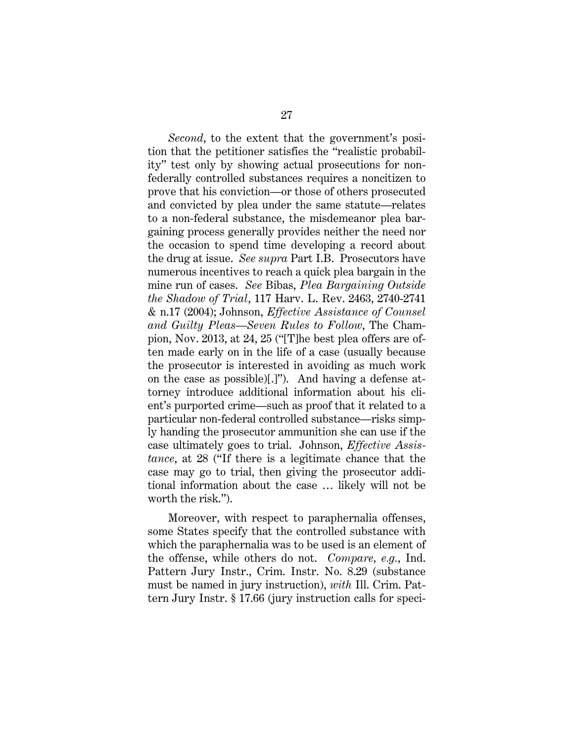*Second*, to the extent that the government's position that the petitioner satisfies the "realistic probability" test only by showing actual prosecutions for non-federally controlled substances requires a noncitizen to prove that his conviction—or those of others prosecuted and convicted by plea under the same statute—relates to a non-federal substance, the misdemeanor plea bargaining process generally provides neither the need nor the occasion to spend time developing a record about the drug at issue. *See supra* Part I.B. Prosecutors have numerous incentives to reach a quick plea bargain in the mine run of cases. *See* Bibas, *Plea Bargaining Outside the Shadow of Trial*, 117 Harv. L. Rev. 2463, 2740-2741 & n.17 (2004); Johnson, *Effective Assistance of Counsel and Guilty Pleas—Seven Rules to Follow*, The Champion, Nov. 2013, at 24, 25 ("[T]he best plea offers are often made early on in the life of a case (usually because the prosecutor is interested in avoiding as much work on the case as possible)[.]"). And having a defense attorney introduce additional information about his client's purported crime—such as proof that it related to a particular non-federal controlled substance—risks simply handing the prosecutor ammunition she can use if the case ultimately goes to trial. Johnson, *Effective Assistance*, at 28 ("If there is a legitimate chance that the case may go to trial, then giving the prosecutor additional information about the case … likely will not be worth the risk.").

Moreover, with respect to paraphernalia offenses, some States specify that the controlled substance with which the paraphernalia was to be used is an element of the offense, while others do not. *Compare, e.g.*, Ind. Pattern Jury Instr., Crim. Instr. No. 8.29 (substance must be named in jury instruction), *with* Ill. Crim. Pattern Jury Instr. § 17.66 (jury instruction calls for speci-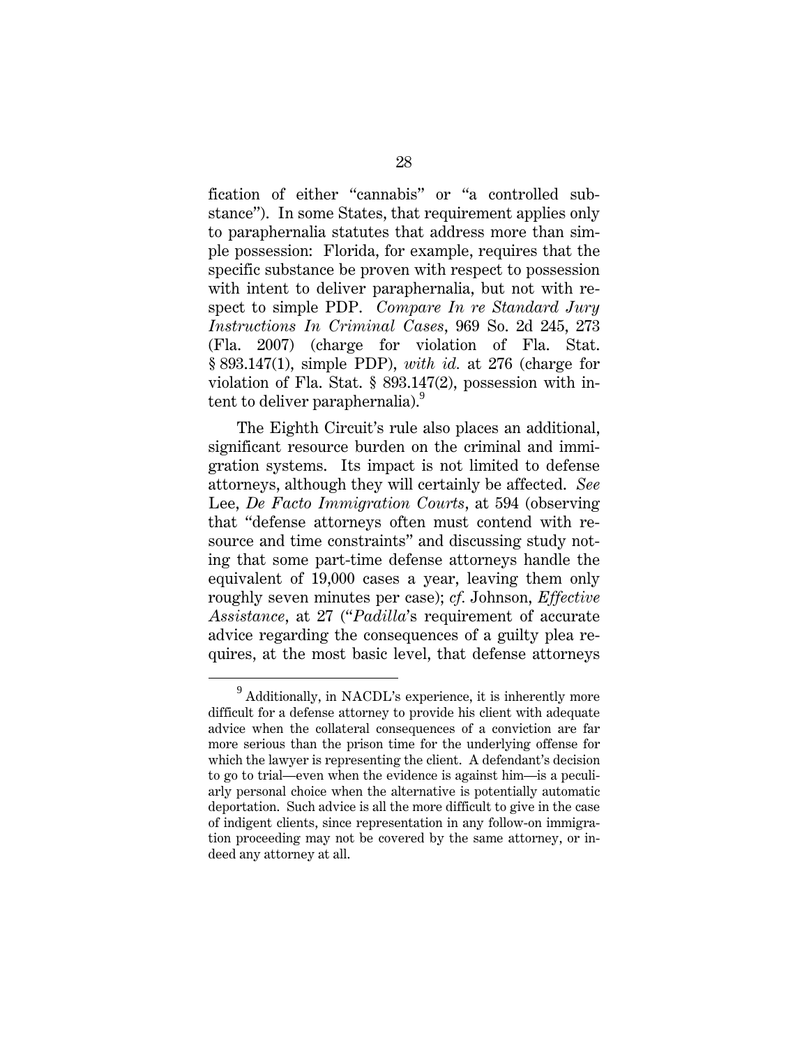fication of either "cannabis" or "a controlled substance"). In some States, that requirement applies only to paraphernalia statutes that address more than simple possession: Florida, for example, requires that the specific substance be proven with respect to possession with intent to deliver paraphernalia, but not with respect to simple PDP. *Compare In re Standard Jury Instructions In Criminal Cases*, 969 So. 2d 245, 273 (Fla. 2007) (charge for violation of Fla. Stat. § 893.147(1), simple PDP), *with id.* at 276 (charge for violation of Fla. Stat. § 893.147(2), possession with intent to deliver paraphernalia).[9]

The Eighth Circuit's rule also places an additional, significant resource burden on the criminal and immigration systems. Its impact is not limited to defense attorneys, although they will certainly be affected. *See* Lee, *De Facto Immigration Courts*, at 594 (observing that "defense attorneys often must contend with resource and time constraints" and discussing study noting that some part-time defense attorneys handle the equivalent of 19,000 cases a year, leaving them only roughly seven minutes per case); *cf.* Johnson, *Effective Assistance*, at 27 ("*Padilla*'s requirement of accurate advice regarding the consequences of a guilty plea requires, at the most basic level, that defense attorneys

[9] Additionally, in NACDL's experience, it is inherently more difficult for a defense attorney to provide his client with adequate advice when the collateral consequences of a conviction are far more serious than the prison time for the underlying offense for which the lawyer is representing the client. A defendant's decision to go to trial—even when the evidence is against him—is a peculiarly personal choice when the alternative is potentially automatic deportation. Such advice is all the more difficult to give in the case of indigent clients, since representation in any follow-on immigration proceeding may not be covered by the same attorney, or indeed any attorney at all.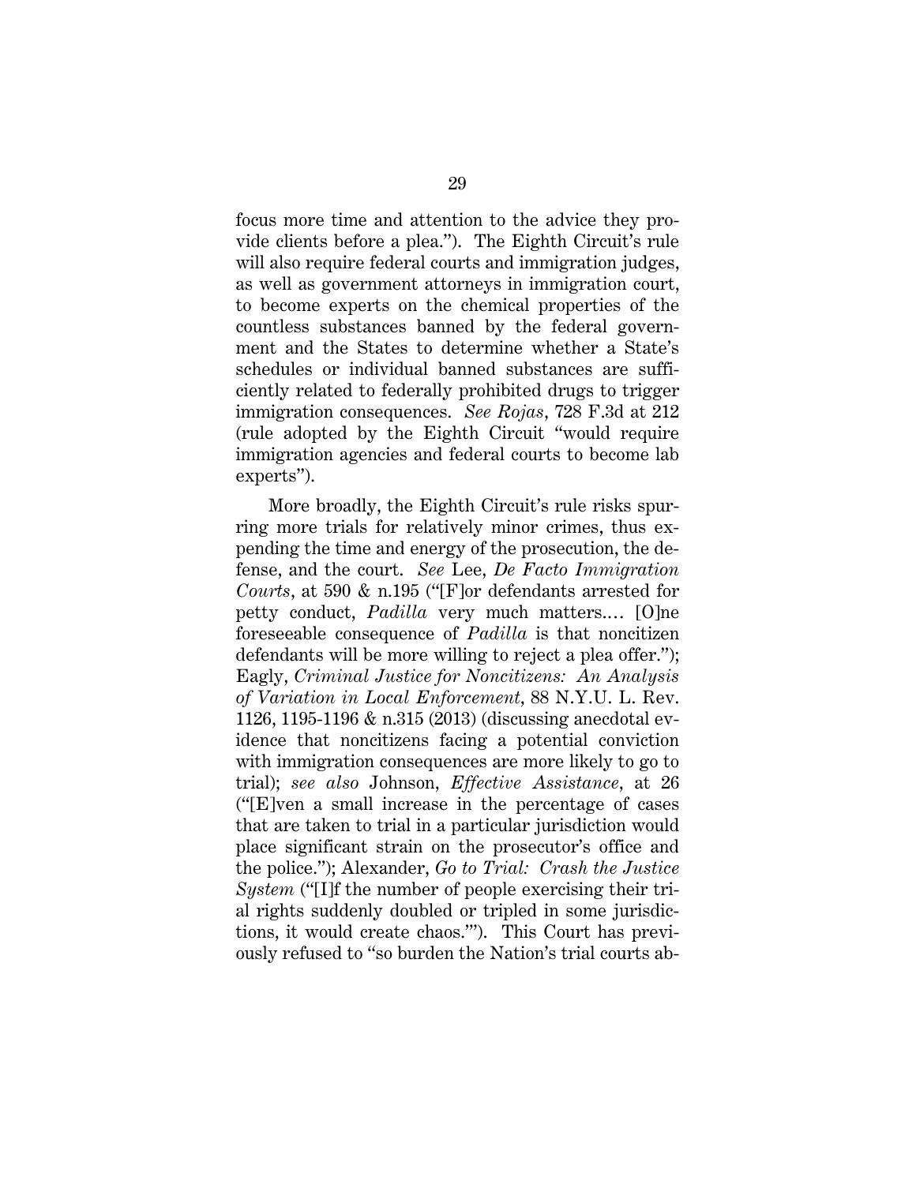focus more time and attention to the advice they provide clients before a plea."). The Eighth Circuit's rule will also require federal courts and immigration judges, as well as government attorneys in immigration court, to become experts on the chemical properties of the countless substances banned by the federal government and the States to determine whether a State's schedules or individual banned substances are sufficiently related to federally prohibited drugs to trigger immigration consequences. *See Rojas*, 728 F.3d at 212 (rule adopted by the Eighth Circuit "would require immigration agencies and federal courts to become lab experts").

More broadly, the Eighth Circuit's rule risks spurring more trials for relatively minor crimes, thus expending the time and energy of the prosecution, the defense, and the court. *See* Lee, *De Facto Immigration Courts*, at 590 & n.195 ("[F]or defendants arrested for petty conduct, *Padilla* very much matters.... [O]ne foreseeable consequence of *Padilla* is that noncitizen defendants will be more willing to reject a plea offer."); Eagly, *Criminal Justice for Noncitizens: An Analysis of Variation in Local Enforcement*, 88 N.Y.U. L. Rev. 1126, 1195-1196 & n.315 (2013) (discussing anecdotal evidence that noncitizens facing a potential conviction with immigration consequences are more likely to go to trial); *see also* Johnson, *Effective Assistance*, at 26 ("[E]ven a small increase in the percentage of cases that are taken to trial in a particular jurisdiction would place significant strain on the prosecutor's office and the police."); Alexander, *Go to Trial: Crash the Justice System* ("[I]f the number of people exercising their trial rights suddenly doubled or tripled in some jurisdictions, it would create chaos.'"). This Court has previously refused to "so burden the Nation's trial courts ab-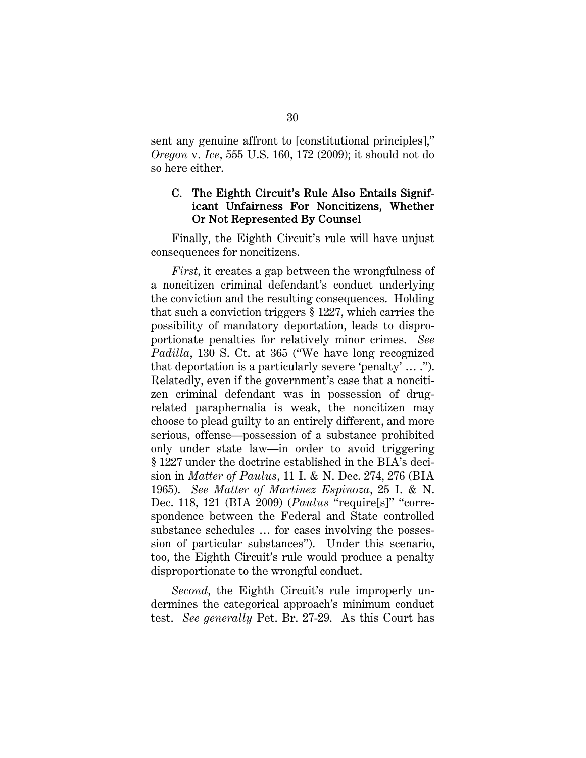sent any genuine affront to [constitutional principles]," *Oregon* v. *Ice*, 555 U.S. 160, 172 (2009); it should not do so here either.

### C. The Eighth Circuit's Rule Also Entails Significant Unfairness For Noncitizens, Whether Or Not Represented By Counsel

Finally, the Eighth Circuit's rule will have unjust consequences for noncitizens.

*First*, it creates a gap between the wrongfulness of a noncitizen criminal defendant's conduct underlying the conviction and the resulting consequences. Holding that such a conviction triggers § 1227, which carries the possibility of mandatory deportation, leads to disproportionate penalties for relatively minor crimes. *See Padilla*, 130 S. Ct. at 365 ("We have long recognized that deportation is a particularly severe 'penalty' … ."). Relatedly, even if the government's case that a noncitizen criminal defendant was in possession of drug-related paraphernalia is weak, the noncitizen may choose to plead guilty to an entirely different, and more serious, offense—possession of a substance prohibited only under state law—in order to avoid triggering § 1227 under the doctrine established in the BIA's decision in *Matter of Paulus*, 11 I. & N. Dec. 274, 276 (BIA 1965). *See Matter of Martinez Espinoza*, 25 I. & N. Dec. 118, 121 (BIA 2009) (*Paulus* "require[s]" "correspondence between the Federal and State controlled substance schedules … for cases involving the possession of particular substances"). Under this scenario, too, the Eighth Circuit's rule would produce a penalty disproportionate to the wrongful conduct.

*Second*, the Eighth Circuit's rule improperly undermines the categorical approach's minimum conduct test. *See generally* Pet. Br. 27-29. As this Court has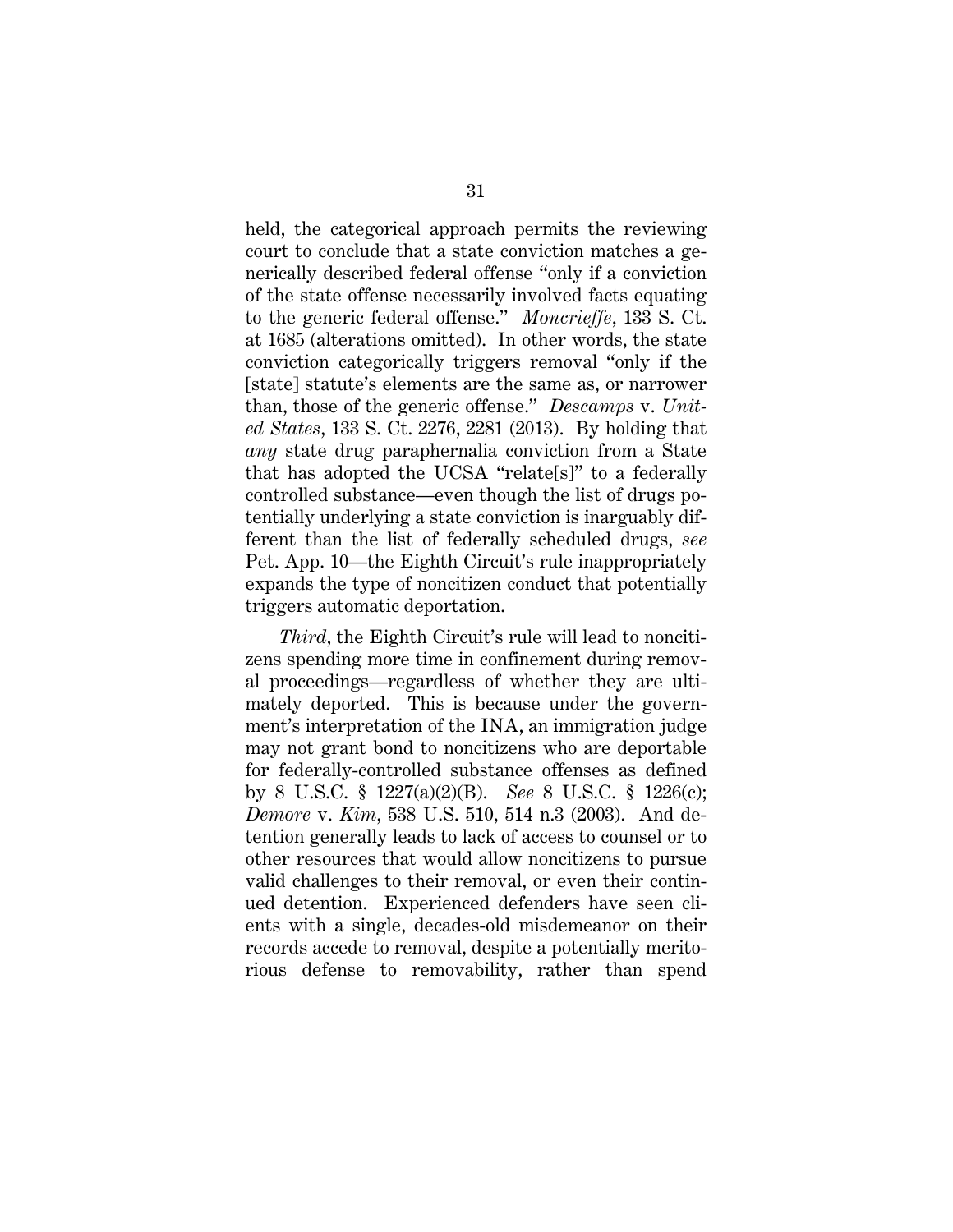held, the categorical approach permits the reviewing court to conclude that a state conviction matches a generically described federal offense "only if a conviction of the state offense necessarily involved facts equating to the generic federal offense." *Moncrieffe*, 133 S. Ct. at 1685 (alterations omitted). In other words, the state conviction categorically triggers removal "only if the [state] statute's elements are the same as, or narrower than, those of the generic offense." *Descamps* v. *United States*, 133 S. Ct. 2276, 2281 (2013). By holding that *any* state drug paraphernalia conviction from a State that has adopted the UCSA "relate[s]" to a federally controlled substance—even though the list of drugs potentially underlying a state conviction is inarguably different than the list of federally scheduled drugs, *see* Pet. App. 10—the Eighth Circuit's rule inappropriately expands the type of noncitizen conduct that potentially triggers automatic deportation.

*Third*, the Eighth Circuit's rule will lead to noncitizens spending more time in confinement during removal proceedings—regardless of whether they are ultimately deported. This is because under the government's interpretation of the INA, an immigration judge may not grant bond to noncitizens who are deportable for federally-controlled substance offenses as defined by 8 U.S.C. § 1227(a)(2)(B). *See* 8 U.S.C. § 1226(c); *Demore* v. *Kim*, 538 U.S. 510, 514 n.3 (2003). And detention generally leads to lack of access to counsel or to other resources that would allow noncitizens to pursue valid challenges to their removal, or even their continued detention. Experienced defenders have seen clients with a single, decades-old misdemeanor on their records accede to removal, despite a potentially meritorious defense to removability, rather than spend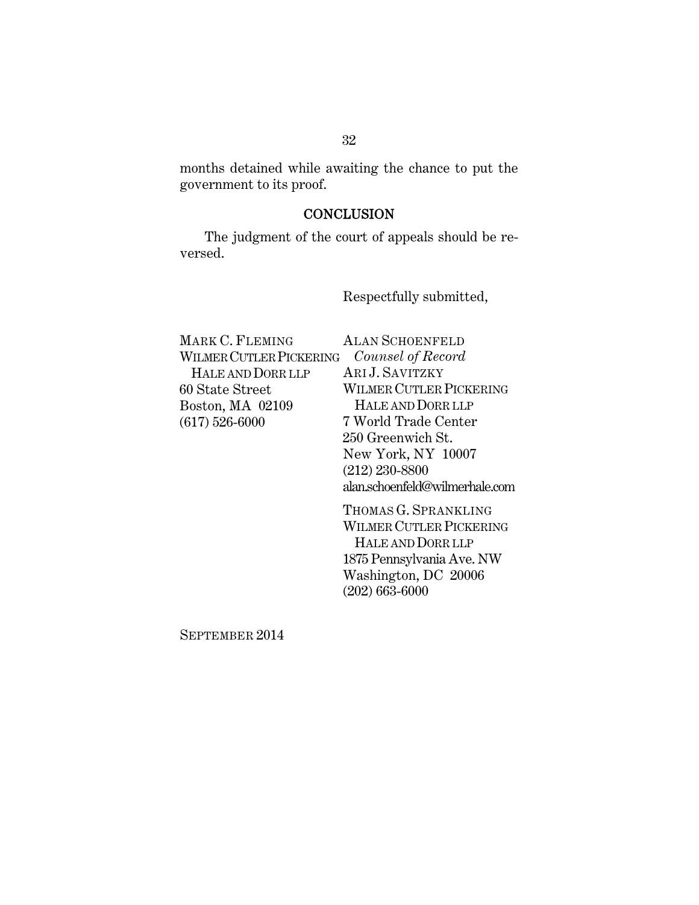months detained while awaiting the chance to put the government to its proof.

## CONCLUSION

The judgment of the court of appeals should be reversed.

Respectfully submitted,

ALAN SCHOENFELD
*Counsel of Record*
ARI J. SAVITZKY
WILMER CUTLER PICKERING
HALE AND DORR LLP
7 World Trade Center
250 Greenwich St.
New York, NY 10007
(212) 230-8800
alan.schoenfeld@wilmerhale.com

MARK C. FLEMING
WILMER CUTLER PICKERING
HALE AND DORR LLP
60 State Street
Boston, MA 02109
(617) 526-6000

THOMAS G. SPRANKLING
WILMER CUTLER PICKERING
HALE AND DORR LLP
1875 Pennsylvania Ave. NW
Washington, DC 20006
(202) 663-6000

SEPTEMBER 2014